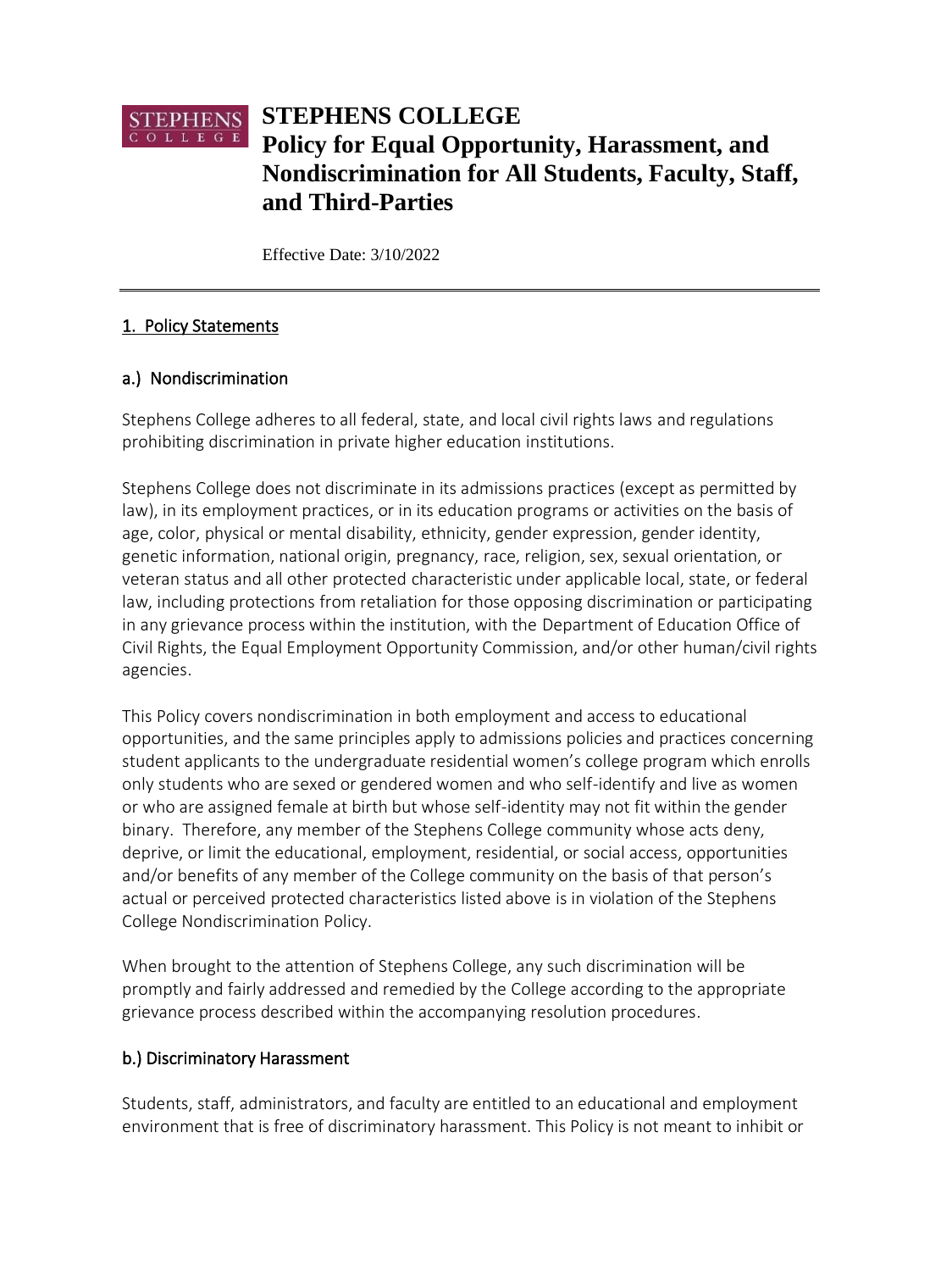# STEPHENS COLLEGE
# Policy for Equal Opportunity, Harassment, and Nondiscrimination for All Students, Faculty, Staff, and Third-Parties

Effective Date: 3/10/2022

---

## 1. Policy Statements

### a.) Nondiscrimination

Stephens College adheres to all federal, state, and local civil rights laws and regulations prohibiting discrimination in private higher education institutions.

Stephens College does not discriminate in its admissions practices (except as permitted by law), in its employment practices, or in its education programs or activities on the basis of age, color, physical or mental disability, ethnicity, gender expression, gender identity, genetic information, national origin, pregnancy, race, religion, sex, sexual orientation, or veteran status and all other protected characteristic under applicable local, state, or federal law, including protections from retaliation for those opposing discrimination or participating in any grievance process within the institution, with the Department of Education Office of Civil Rights, the Equal Employment Opportunity Commission, and/or other human/civil rights agencies.

This Policy covers nondiscrimination in both employment and access to educational opportunities, and the same principles apply to admissions policies and practices concerning student applicants to the undergraduate residential women's college program which enrolls only students who are sexed or gendered women and who self-identify and live as women or who are assigned female at birth but whose self-identity may not fit within the gender binary. Therefore, any member of the Stephens College community whose acts deny, deprive, or limit the educational, employment, residential, or social access, opportunities and/or benefits of any member of the College community on the basis of that person's actual or perceived protected characteristics listed above is in violation of the Stephens College Nondiscrimination Policy.

When brought to the attention of Stephens College, any such discrimination will be promptly and fairly addressed and remedied by the College according to the appropriate grievance process described within the accompanying resolution procedures.

### b.) Discriminatory Harassment

Students, staff, administrators, and faculty are entitled to an educational and employment environment that is free of discriminatory harassment. This Policy is not meant to inhibit or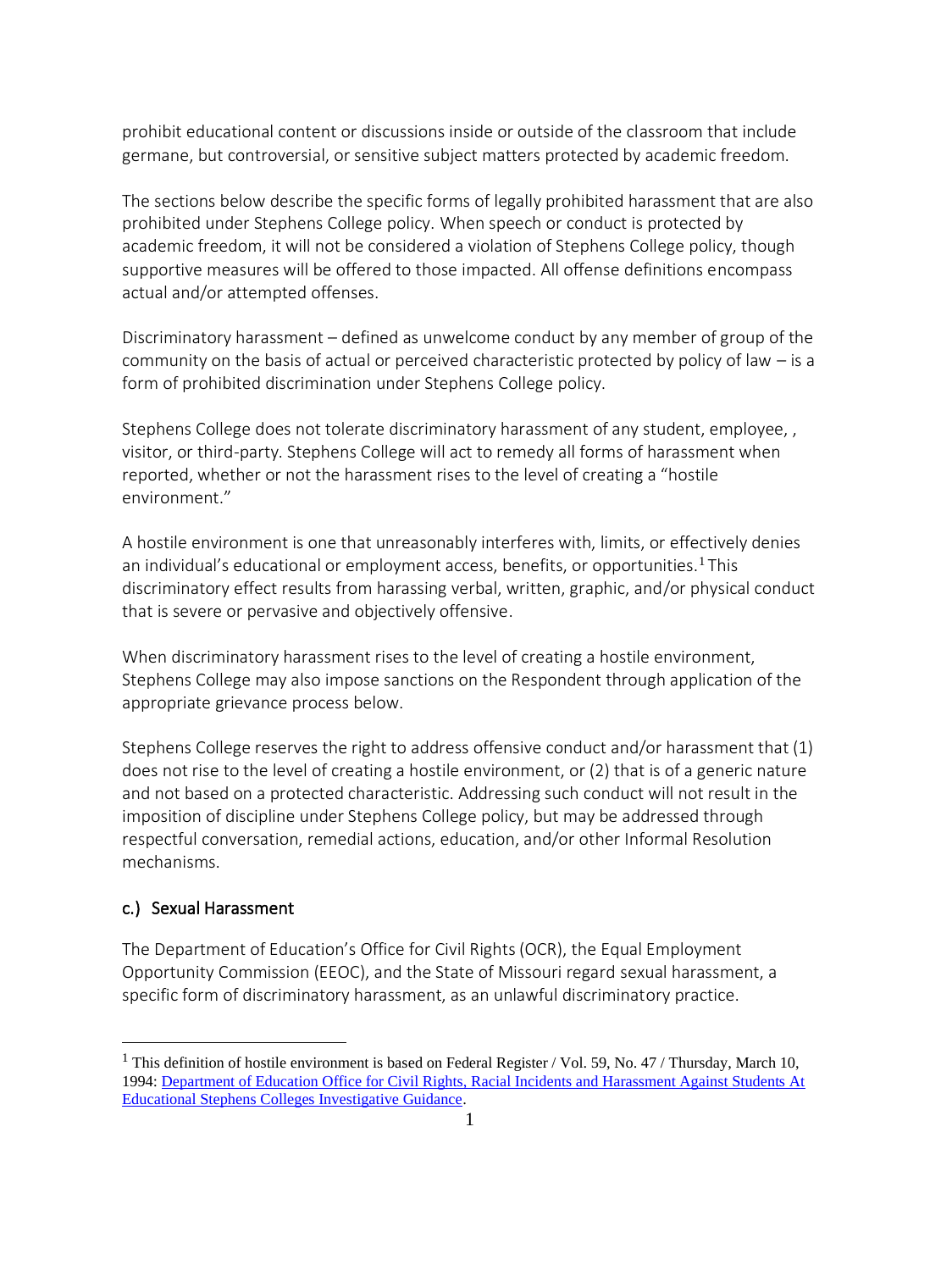prohibit educational content or discussions inside or outside of the classroom that include germane, but controversial, or sensitive subject matters protected by academic freedom.

The sections below describe the specific forms of legally prohibited harassment that are also prohibited under Stephens College policy. When speech or conduct is protected by academic freedom, it will not be considered a violation of Stephens College policy, though supportive measures will be offered to those impacted. All offense definitions encompass actual and/or attempted offenses.

Discriminatory harassment – defined as unwelcome conduct by any member of group of the community on the basis of actual or perceived characteristic protected by policy of law – is a form of prohibited discrimination under Stephens College policy.

Stephens College does not tolerate discriminatory harassment of any student, employee, , visitor, or third-party. Stephens College will act to remedy all forms of harassment when reported, whether or not the harassment rises to the level of creating a "hostile environment."

A hostile environment is one that unreasonably interferes with, limits, or effectively denies an individual's educational or employment access, benefits, or opportunities.[1] This discriminatory effect results from harassing verbal, written, graphic, and/or physical conduct that is severe or pervasive and objectively offensive.

When discriminatory harassment rises to the level of creating a hostile environment, Stephens College may also impose sanctions on the Respondent through application of the appropriate grievance process below.

Stephens College reserves the right to address offensive conduct and/or harassment that (1) does not rise to the level of creating a hostile environment, or (2) that is of a generic nature and not based on a protected characteristic. Addressing such conduct will not result in the imposition of discipline under Stephens College policy, but may be addressed through respectful conversation, remedial actions, education, and/or other Informal Resolution mechanisms.

### c.) Sexual Harassment

The Department of Education's Office for Civil Rights (OCR), the Equal Employment Opportunity Commission (EEOC), and the State of Missouri regard sexual harassment, a specific form of discriminatory harassment, as an unlawful discriminatory practice.

---

[1] This definition of hostile environment is based on Federal Register / Vol. 59, No. 47 / Thursday, March 10, 1994: Department of Education Office for Civil Rights, Racial Incidents and Harassment Against Students At Educational Stephens Colleges Investigative Guidance.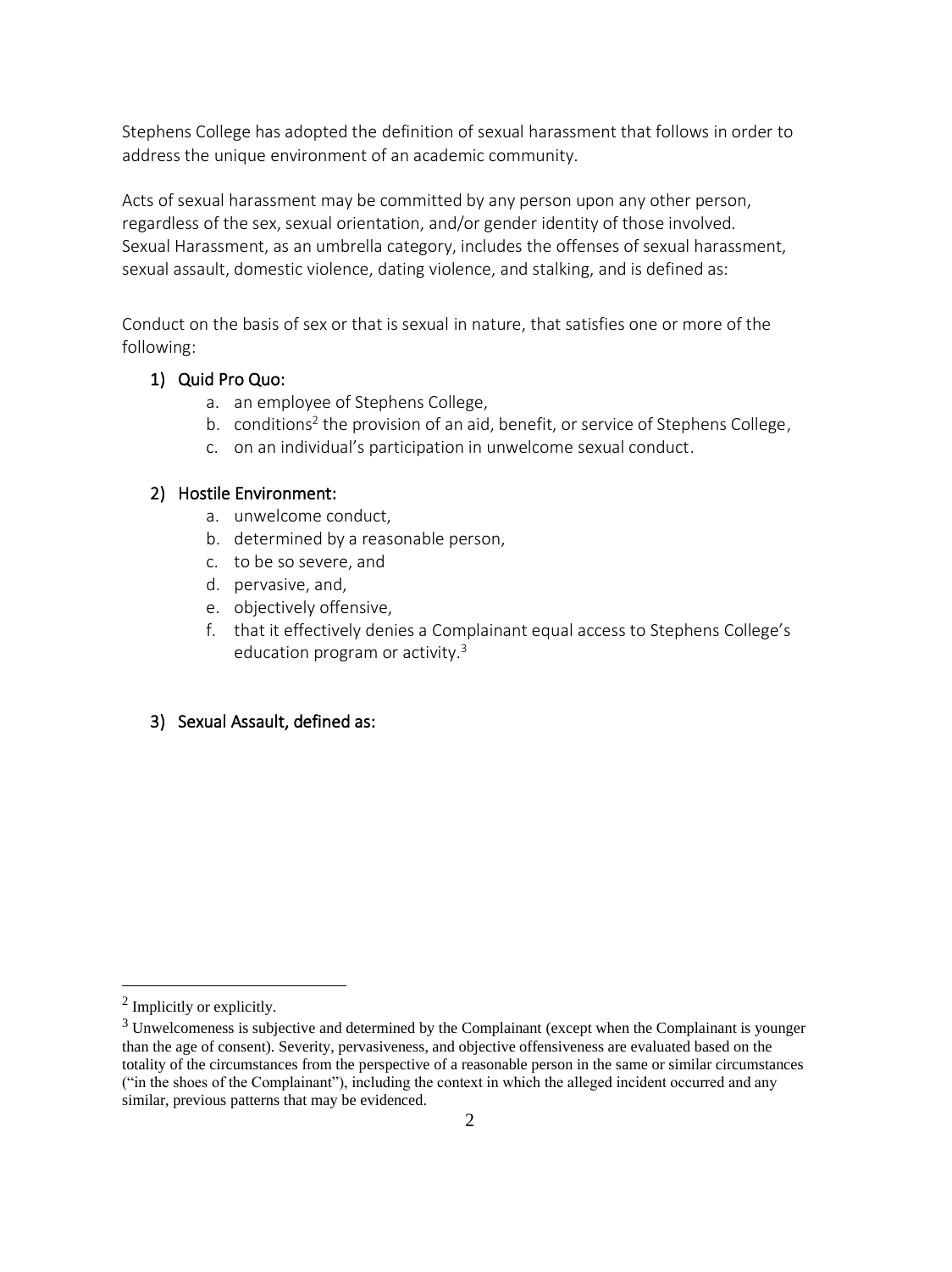Stephens College has adopted the definition of sexual harassment that follows in order to address the unique environment of an academic community.

Acts of sexual harassment may be committed by any person upon any other person, regardless of the sex, sexual orientation, and/or gender identity of those involved. Sexual Harassment, as an umbrella category, includes the offenses of sexual harassment, sexual assault, domestic violence, dating violence, and stalking, and is defined as:

Conduct on the basis of sex or that is sexual in nature, that satisfies one or more of the following:

1) Quid Pro Quo:
    a. an employee of Stephens College,
    b. conditions[2] the provision of an aid, benefit, or service of Stephens College,
    c. on an individual's participation in unwelcome sexual conduct.

2) Hostile Environment:
    a. unwelcome conduct,
    b. determined by a reasonable person,
    c. to be so severe, and
    d. pervasive, and,
    e. objectively offensive,
    f. that it effectively denies a Complainant equal access to Stephens College's education program or activity.[3]

3) Sexual Assault, defined as:

---

[2] Implicitly or explicitly.

[3] Unwelcomeness is subjective and determined by the Complainant (except when the Complainant is younger than the age of consent). Severity, pervasiveness, and objective offensiveness are evaluated based on the totality of the circumstances from the perspective of a reasonable person in the same or similar circumstances ("in the shoes of the Complainant"), including the context in which the alleged incident occurred and any similar, previous patterns that may be evidenced.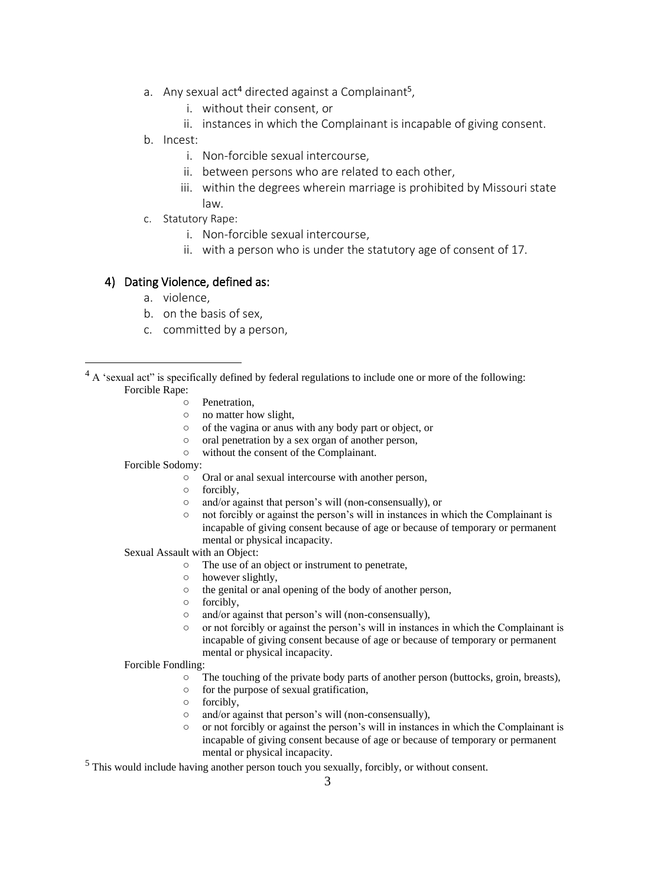a. Any sexual act[4] directed against a Complainant[5],
    i. without their consent, or
    ii. instances in which the Complainant is incapable of giving consent.

b. Incest:
    i. Non-forcible sexual intercourse,
    ii. between persons who are related to each other,
    iii. within the degrees wherein marriage is prohibited by Missouri state law.

c. Statutory Rape:
    i. Non-forcible sexual intercourse,
    ii. with a person who is under the statutory age of consent of 17.

### 4) Dating Violence, defined as:

a. violence,

b. on the basis of sex,

c. committed by a person,

---

[4] A 'sexual act" is specifically defined by federal regulations to include one or more of the following:

Forcible Rape:

- Penetration,
- no matter how slight,
- of the vagina or anus with any body part or object, or
- oral penetration by a sex organ of another person,
- without the consent of the Complainant.

Forcible Sodomy:

- Oral or anal sexual intercourse with another person,
- forcibly,
- and/or against that person's will (non-consensually), or
- not forcibly or against the person's will in instances in which the Complainant is incapable of giving consent because of age or because of temporary or permanent mental or physical incapacity.

Sexual Assault with an Object:

- The use of an object or instrument to penetrate,
- however slightly,
- the genital or anal opening of the body of another person,
- forcibly,
- and/or against that person's will (non-consensually),
- or not forcibly or against the person's will in instances in which the Complainant is incapable of giving consent because of age or because of temporary or permanent mental or physical incapacity.

Forcible Fondling:

- The touching of the private body parts of another person (buttocks, groin, breasts),
- for the purpose of sexual gratification,
- forcibly,
- and/or against that person's will (non-consensually),
- or not forcibly or against the person's will in instances in which the Complainant is incapable of giving consent because of age or because of temporary or permanent mental or physical incapacity.

[5] This would include having another person touch you sexually, forcibly, or without consent.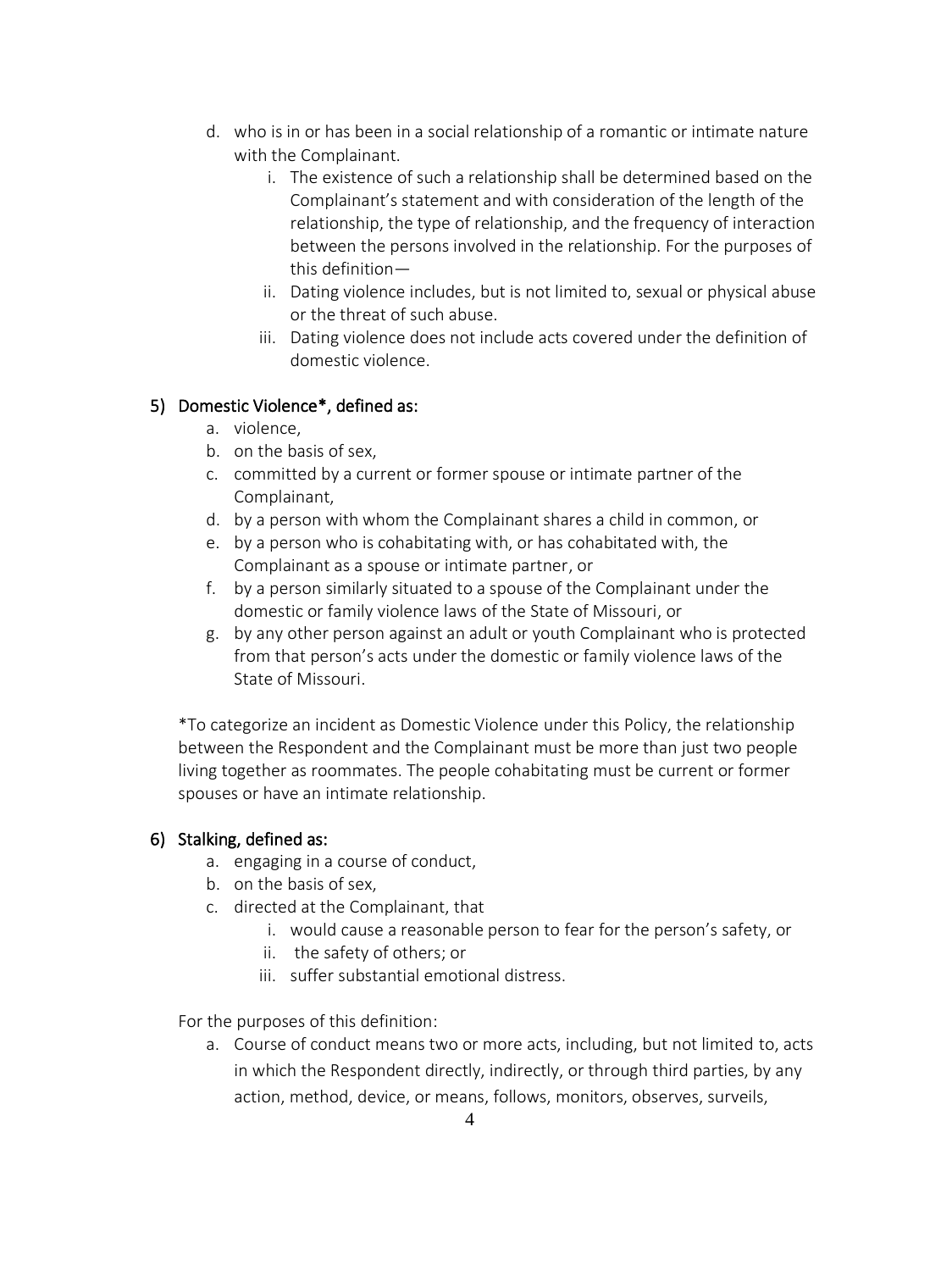d. who is in or has been in a social relationship of a romantic or intimate nature with the Complainant.
    i. The existence of such a relationship shall be determined based on the Complainant's statement and with consideration of the length of the relationship, the type of relationship, and the frequency of interaction between the persons involved in the relationship. For the purposes of this definition—
    ii. Dating violence includes, but is not limited to, sexual or physical abuse or the threat of such abuse.
    iii. Dating violence does not include acts covered under the definition of domestic violence.

### 5) Domestic Violence*, defined as:

a. violence,
b. on the basis of sex,
c. committed by a current or former spouse or intimate partner of the Complainant,
d. by a person with whom the Complainant shares a child in common, or
e. by a person who is cohabitating with, or has cohabitated with, the Complainant as a spouse or intimate partner, or
f. by a person similarly situated to a spouse of the Complainant under the domestic or family violence laws of the State of Missouri, or
g. by any other person against an adult or youth Complainant who is protected from that person's acts under the domestic or family violence laws of the State of Missouri.

*To categorize an incident as Domestic Violence under this Policy, the relationship between the Respondent and the Complainant must be more than just two people living together as roommates. The people cohabitating must be current or former spouses or have an intimate relationship.

### 6) Stalking, defined as:

a. engaging in a course of conduct,
b. on the basis of sex,
c. directed at the Complainant, that
    i. would cause a reasonable person to fear for the person's safety, or
    ii. the safety of others; or
    iii. suffer substantial emotional distress.

For the purposes of this definition:

a. Course of conduct means two or more acts, including, but not limited to, acts in which the Respondent directly, indirectly, or through third parties, by any action, method, device, or means, follows, monitors, observes, surveils,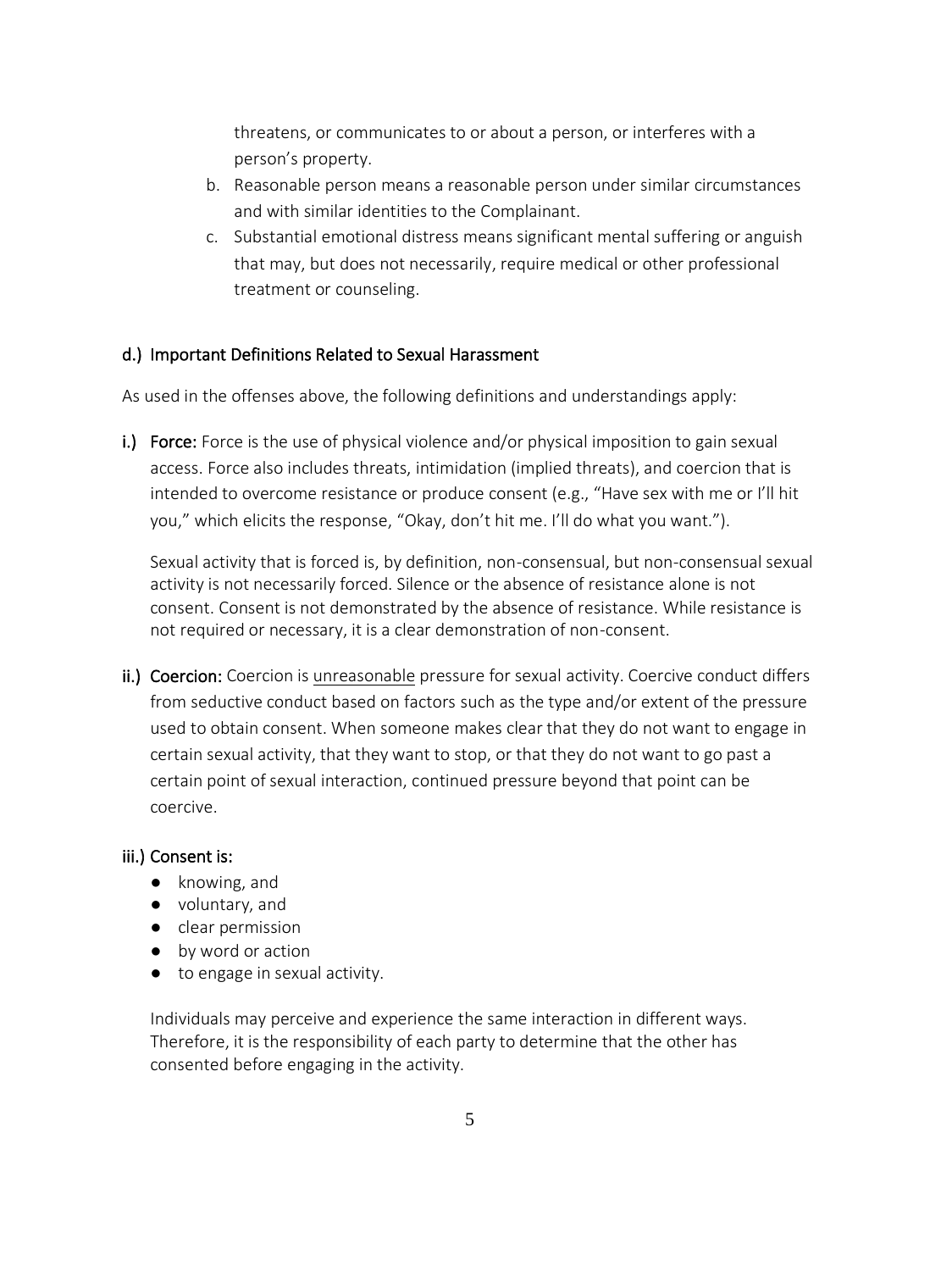threatens, or communicates to or about a person, or interferes with a person's property.

b. Reasonable person means a reasonable person under similar circumstances and with similar identities to the Complainant.
c. Substantial emotional distress means significant mental suffering or anguish that may, but does not necessarily, require medical or other professional treatment or counseling.

### d.) Important Definitions Related to Sexual Harassment

As used in the offenses above, the following definitions and understandings apply:

**i.) Force:** Force is the use of physical violence and/or physical imposition to gain sexual access. Force also includes threats, intimidation (implied threats), and coercion that is intended to overcome resistance or produce consent (e.g., "Have sex with me or I'll hit you," which elicits the response, "Okay, don't hit me. I'll do what you want.").

Sexual activity that is forced is, by definition, non-consensual, but non-consensual sexual activity is not necessarily forced. Silence or the absence of resistance alone is not consent. Consent is not demonstrated by the absence of resistance. While resistance is not required or necessary, it is a clear demonstration of non-consent.

**ii.) Coercion:** Coercion is <u>unreasonable</u> pressure for sexual activity. Coercive conduct differs from seductive conduct based on factors such as the type and/or extent of the pressure used to obtain consent. When someone makes clear that they do not want to engage in certain sexual activity, that they want to stop, or that they do not want to go past a certain point of sexual interaction, continued pressure beyond that point can be coercive.

**iii.) Consent is:**

- knowing, and
- voluntary, and
- clear permission
- by word or action
- to engage in sexual activity.

Individuals may perceive and experience the same interaction in different ways. Therefore, it is the responsibility of each party to determine that the other has consented before engaging in the activity.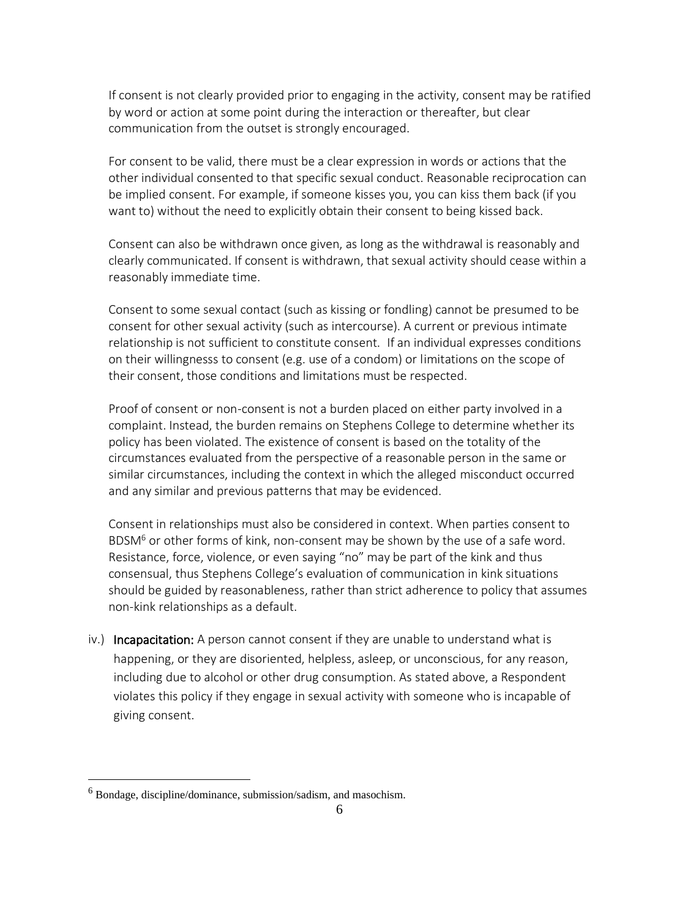If consent is not clearly provided prior to engaging in the activity, consent may be ratified by word or action at some point during the interaction or thereafter, but clear communication from the outset is strongly encouraged.

For consent to be valid, there must be a clear expression in words or actions that the other individual consented to that specific sexual conduct. Reasonable reciprocation can be implied consent. For example, if someone kisses you, you can kiss them back (if you want to) without the need to explicitly obtain their consent to being kissed back.

Consent can also be withdrawn once given, as long as the withdrawal is reasonably and clearly communicated. If consent is withdrawn, that sexual activity should cease within a reasonably immediate time.

Consent to some sexual contact (such as kissing or fondling) cannot be presumed to be consent for other sexual activity (such as intercourse). A current or previous intimate relationship is not sufficient to constitute consent. If an individual expresses conditions on their willingnesss to consent (e.g. use of a condom) or limitations on the scope of their consent, those conditions and limitations must be respected.

Proof of consent or non-consent is not a burden placed on either party involved in a complaint. Instead, the burden remains on Stephens College to determine whether its policy has been violated. The existence of consent is based on the totality of the circumstances evaluated from the perspective of a reasonable person in the same or similar circumstances, including the context in which the alleged misconduct occurred and any similar and previous patterns that may be evidenced.

Consent in relationships must also be considered in context. When parties consent to BDSM[6] or other forms of kink, non-consent may be shown by the use of a safe word. Resistance, force, violence, or even saying "no" may be part of the kink and thus consensual, thus Stephens College's evaluation of communication in kink situations should be guided by reasonableness, rather than strict adherence to policy that assumes non-kink relationships as a default.

iv.) **Incapacitation:** A person cannot consent if they are unable to understand what is happening, or they are disoriented, helpless, asleep, or unconscious, for any reason, including due to alcohol or other drug consumption. As stated above, a Respondent violates this policy if they engage in sexual activity with someone who is incapable of giving consent.

---

[6] Bondage, discipline/dominance, submission/sadism, and masochism.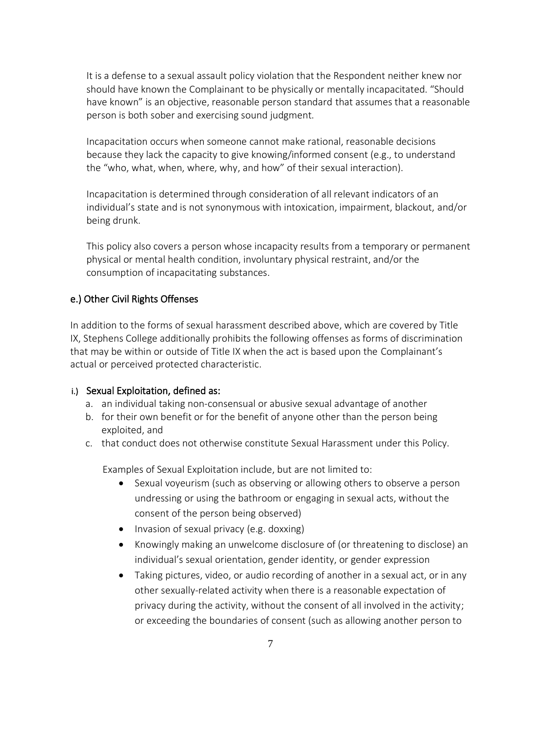It is a defense to a sexual assault policy violation that the Respondent neither knew nor should have known the Complainant to be physically or mentally incapacitated. "Should have known" is an objective, reasonable person standard that assumes that a reasonable person is both sober and exercising sound judgment.

Incapacitation occurs when someone cannot make rational, reasonable decisions because they lack the capacity to give knowing/informed consent (e.g., to understand the "who, what, when, where, why, and how" of their sexual interaction).

Incapacitation is determined through consideration of all relevant indicators of an individual's state and is not synonymous with intoxication, impairment, blackout, and/or being drunk.

This policy also covers a person whose incapacity results from a temporary or permanent physical or mental health condition, involuntary physical restraint, and/or the consumption of incapacitating substances.

### e.) Other Civil Rights Offenses

In addition to the forms of sexual harassment described above, which are covered by Title IX, Stephens College additionally prohibits the following offenses as forms of discrimination that may be within or outside of Title IX when the act is based upon the Complainant's actual or perceived protected characteristic.

#### i.) Sexual Exploitation, defined as:

a. an individual taking non-consensual or abusive sexual advantage of another
b. for their own benefit or for the benefit of anyone other than the person being exploited, and
c. that conduct does not otherwise constitute Sexual Harassment under this Policy.

Examples of Sexual Exploitation include, but are not limited to:

- Sexual voyeurism (such as observing or allowing others to observe a person undressing or using the bathroom or engaging in sexual acts, without the consent of the person being observed)
- Invasion of sexual privacy (e.g. doxxing)
- Knowingly making an unwelcome disclosure of (or threatening to disclose) an individual's sexual orientation, gender identity, or gender expression
- Taking pictures, video, or audio recording of another in a sexual act, or in any other sexually-related activity when there is a reasonable expectation of privacy during the activity, without the consent of all involved in the activity; or exceeding the boundaries of consent (such as allowing another person to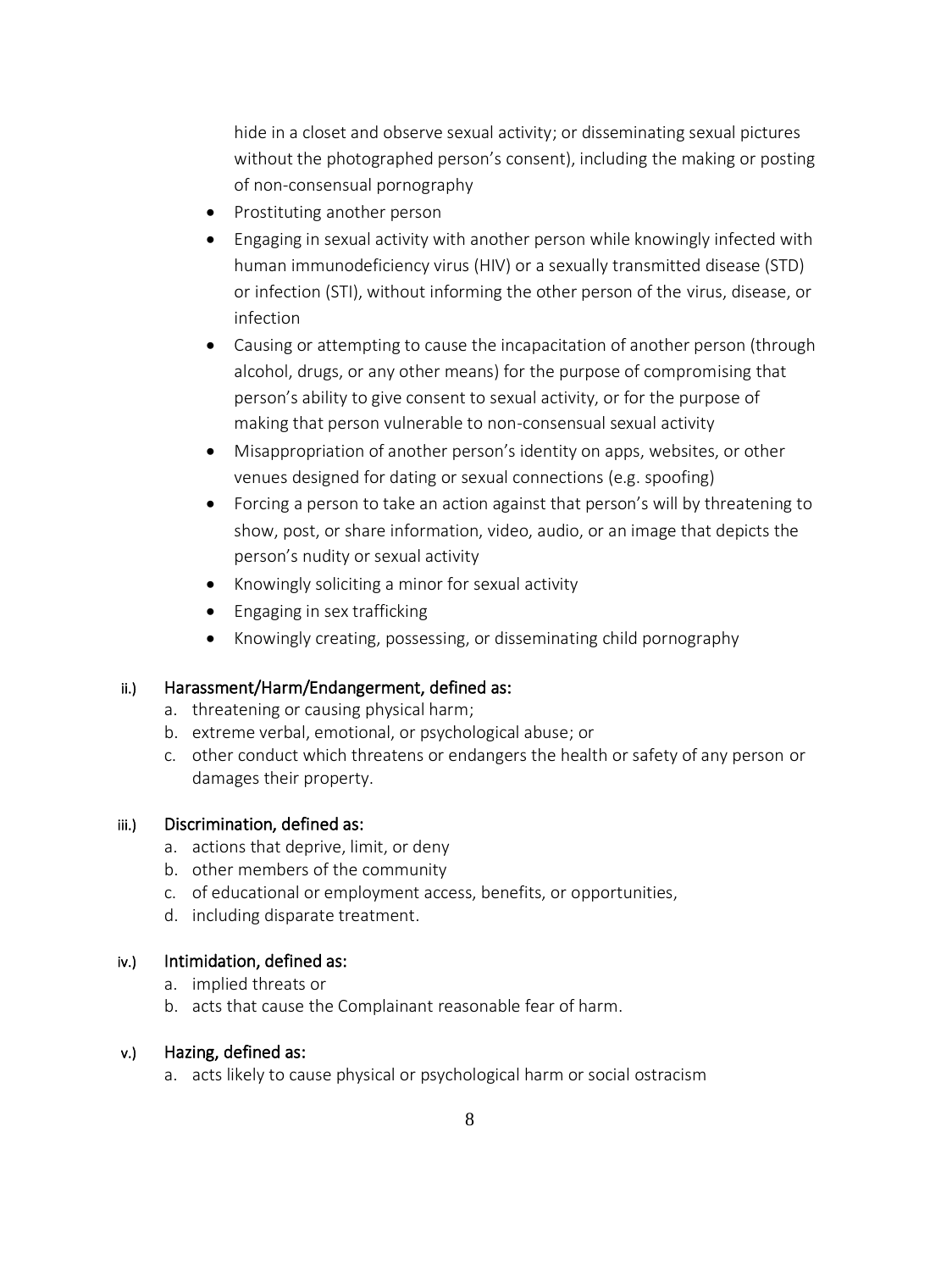hide in a closet and observe sexual activity; or disseminating sexual pictures without the photographed person's consent), including the making or posting of non-consensual pornography

- Prostituting another person
- Engaging in sexual activity with another person while knowingly infected with human immunodeficiency virus (HIV) or a sexually transmitted disease (STD) or infection (STI), without informing the other person of the virus, disease, or infection
- Causing or attempting to cause the incapacitation of another person (through alcohol, drugs, or any other means) for the purpose of compromising that person's ability to give consent to sexual activity, or for the purpose of making that person vulnerable to non-consensual sexual activity
- Misappropriation of another person's identity on apps, websites, or other venues designed for dating or sexual connections (e.g. spoofing)
- Forcing a person to take an action against that person's will by threatening to show, post, or share information, video, audio, or an image that depicts the person's nudity or sexual activity
- Knowingly soliciting a minor for sexual activity
- Engaging in sex trafficking
- Knowingly creating, possessing, or disseminating child pornography

ii.) Harassment/Harm/Endangerment, defined as:

a. threatening or causing physical harm;
b. extreme verbal, emotional, or psychological abuse; or
c. other conduct which threatens or endangers the health or safety of any person or damages their property.

iii.) Discrimination, defined as:

a. actions that deprive, limit, or deny
b. other members of the community
c. of educational or employment access, benefits, or opportunities,
d. including disparate treatment.

iv.) Intimidation, defined as:

a. implied threats or
b. acts that cause the Complainant reasonable fear of harm.

v.) Hazing, defined as:

a. acts likely to cause physical or psychological harm or social ostracism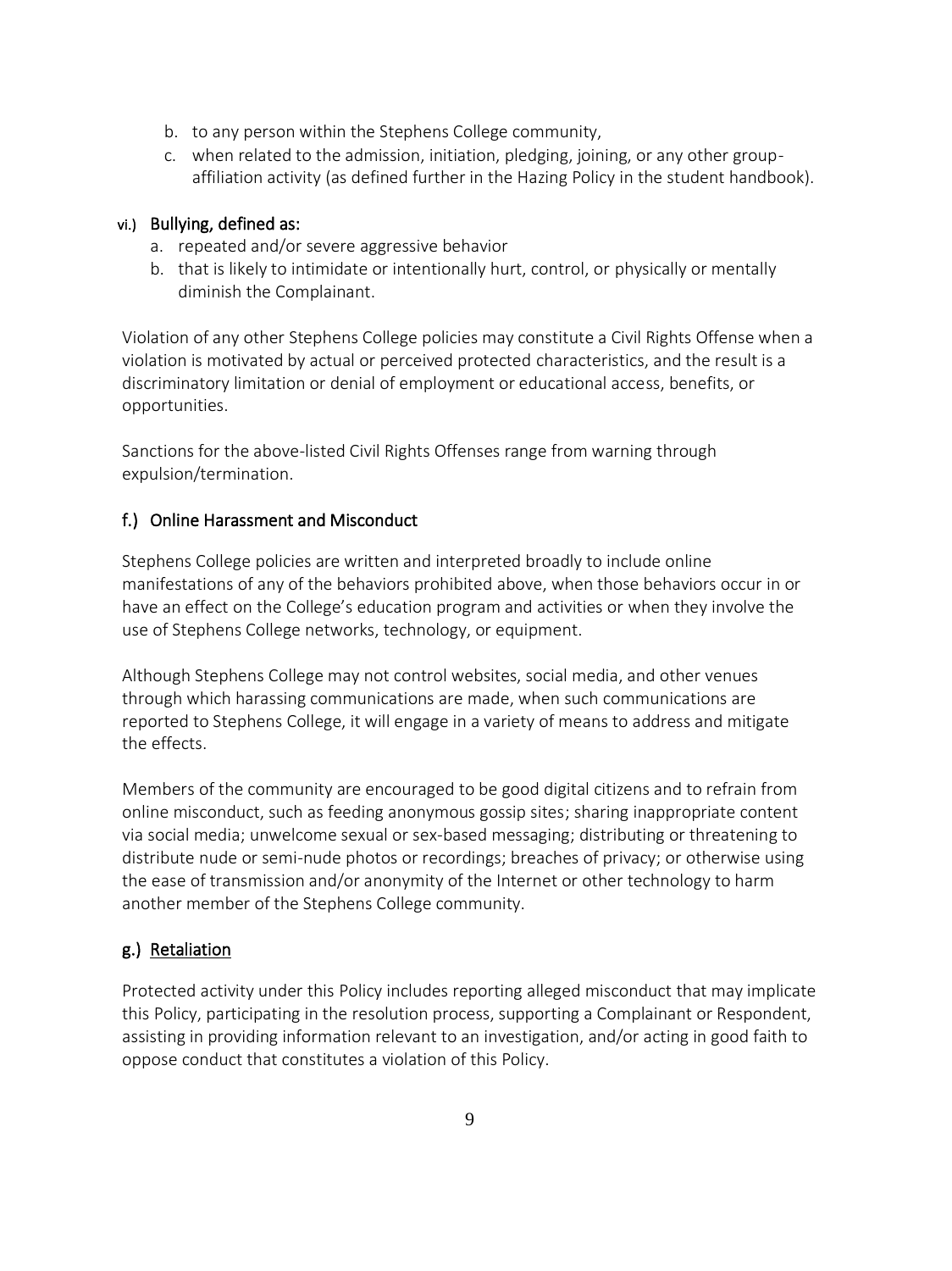b. to any person within the Stephens College community,
c. when related to the admission, initiation, pledging, joining, or any other group-affiliation activity (as defined further in the Hazing Policy in the student handbook).

#### vi.) Bullying, defined as:

a. repeated and/or severe aggressive behavior
b. that is likely to intimidate or intentionally hurt, control, or physically or mentally diminish the Complainant.

Violation of any other Stephens College policies may constitute a Civil Rights Offense when a violation is motivated by actual or perceived protected characteristics, and the result is a discriminatory limitation or denial of employment or educational access, benefits, or opportunities.

Sanctions for the above-listed Civil Rights Offenses range from warning through expulsion/termination.

### f.) Online Harassment and Misconduct

Stephens College policies are written and interpreted broadly to include online manifestations of any of the behaviors prohibited above, when those behaviors occur in or have an effect on the College's education program and activities or when they involve the use of Stephens College networks, technology, or equipment.

Although Stephens College may not control websites, social media, and other venues through which harassing communications are made, when such communications are reported to Stephens College, it will engage in a variety of means to address and mitigate the effects.

Members of the community are encouraged to be good digital citizens and to refrain from online misconduct, such as feeding anonymous gossip sites; sharing inappropriate content via social media; unwelcome sexual or sex-based messaging; distributing or threatening to distribute nude or semi-nude photos or recordings; breaches of privacy; or otherwise using the ease of transmission and/or anonymity of the Internet or other technology to harm another member of the Stephens College community.

### g.) Retaliation

Protected activity under this Policy includes reporting alleged misconduct that may implicate this Policy, participating in the resolution process, supporting a Complainant or Respondent, assisting in providing information relevant to an investigation, and/or acting in good faith to oppose conduct that constitutes a violation of this Policy.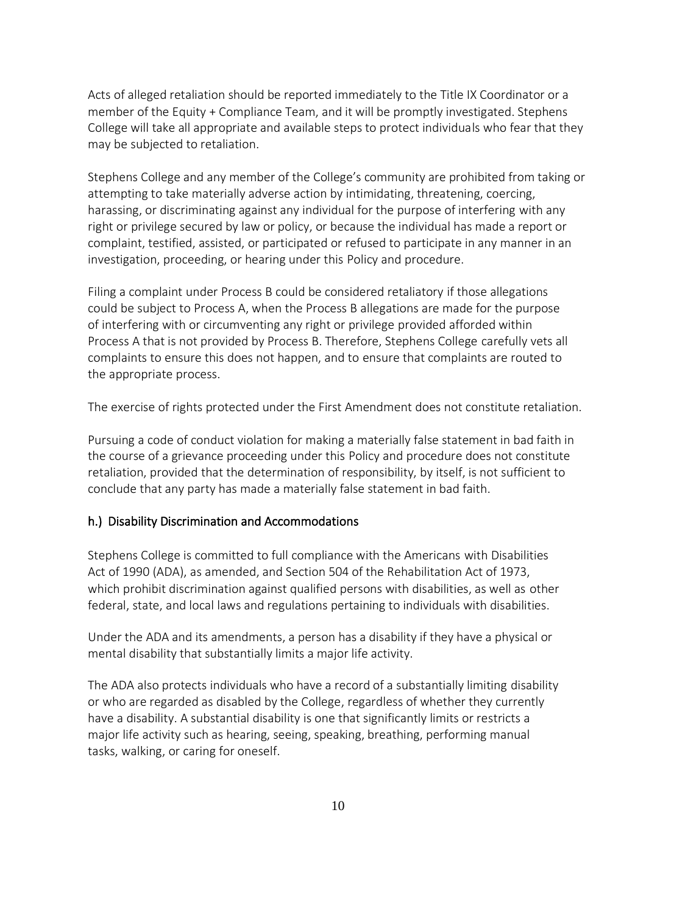Acts of alleged retaliation should be reported immediately to the Title IX Coordinator or a member of the Equity + Compliance Team, and it will be promptly investigated. Stephens College will take all appropriate and available steps to protect individuals who fear that they may be subjected to retaliation.

Stephens College and any member of the College's community are prohibited from taking or attempting to take materially adverse action by intimidating, threatening, coercing, harassing, or discriminating against any individual for the purpose of interfering with any right or privilege secured by law or policy, or because the individual has made a report or complaint, testified, assisted, or participated or refused to participate in any manner in an investigation, proceeding, or hearing under this Policy and procedure.

Filing a complaint under Process B could be considered retaliatory if those allegations could be subject to Process A, when the Process B allegations are made for the purpose of interfering with or circumventing any right or privilege provided afforded within Process A that is not provided by Process B. Therefore, Stephens College carefully vets all complaints to ensure this does not happen, and to ensure that complaints are routed to the appropriate process.

The exercise of rights protected under the First Amendment does not constitute retaliation.

Pursuing a code of conduct violation for making a materially false statement in bad faith in the course of a grievance proceeding under this Policy and procedure does not constitute retaliation, provided that the determination of responsibility, by itself, is not sufficient to conclude that any party has made a materially false statement in bad faith.

### h.) Disability Discrimination and Accommodations

Stephens College is committed to full compliance with the Americans with Disabilities Act of 1990 (ADA), as amended, and Section 504 of the Rehabilitation Act of 1973, which prohibit discrimination against qualified persons with disabilities, as well as other federal, state, and local laws and regulations pertaining to individuals with disabilities.

Under the ADA and its amendments, a person has a disability if they have a physical or mental disability that substantially limits a major life activity.

The ADA also protects individuals who have a record of a substantially limiting disability or who are regarded as disabled by the College, regardless of whether they currently have a disability. A substantial disability is one that significantly limits or restricts a major life activity such as hearing, seeing, speaking, breathing, performing manual tasks, walking, or caring for oneself.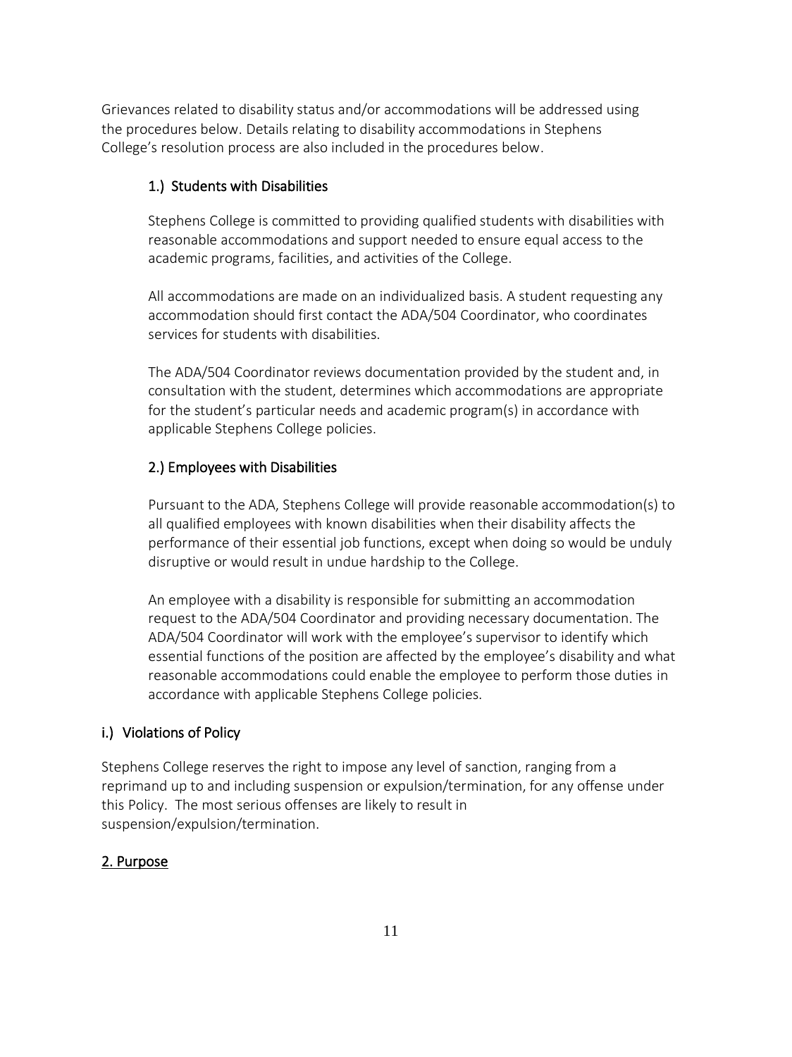Grievances related to disability status and/or accommodations will be addressed using the procedures below. Details relating to disability accommodations in Stephens College's resolution process are also included in the procedures below.

#### 1.) Students with Disabilities

Stephens College is committed to providing qualified students with disabilities with reasonable accommodations and support needed to ensure equal access to the academic programs, facilities, and activities of the College.

All accommodations are made on an individualized basis. A student requesting any accommodation should first contact the ADA/504 Coordinator, who coordinates services for students with disabilities.

The ADA/504 Coordinator reviews documentation provided by the student and, in consultation with the student, determines which accommodations are appropriate for the student's particular needs and academic program(s) in accordance with applicable Stephens College policies.

#### 2.) Employees with Disabilities

Pursuant to the ADA, Stephens College will provide reasonable accommodation(s) to all qualified employees with known disabilities when their disability affects the performance of their essential job functions, except when doing so would be unduly disruptive or would result in undue hardship to the College.

An employee with a disability is responsible for submitting an accommodation request to the ADA/504 Coordinator and providing necessary documentation. The ADA/504 Coordinator will work with the employee's supervisor to identify which essential functions of the position are affected by the employee's disability and what reasonable accommodations could enable the employee to perform those duties in accordance with applicable Stephens College policies.

### i.) Violations of Policy

Stephens College reserves the right to impose any level of sanction, ranging from a reprimand up to and including suspension or expulsion/termination, for any offense under this Policy. The most serious offenses are likely to result in suspension/expulsion/termination.

## 2. Purpose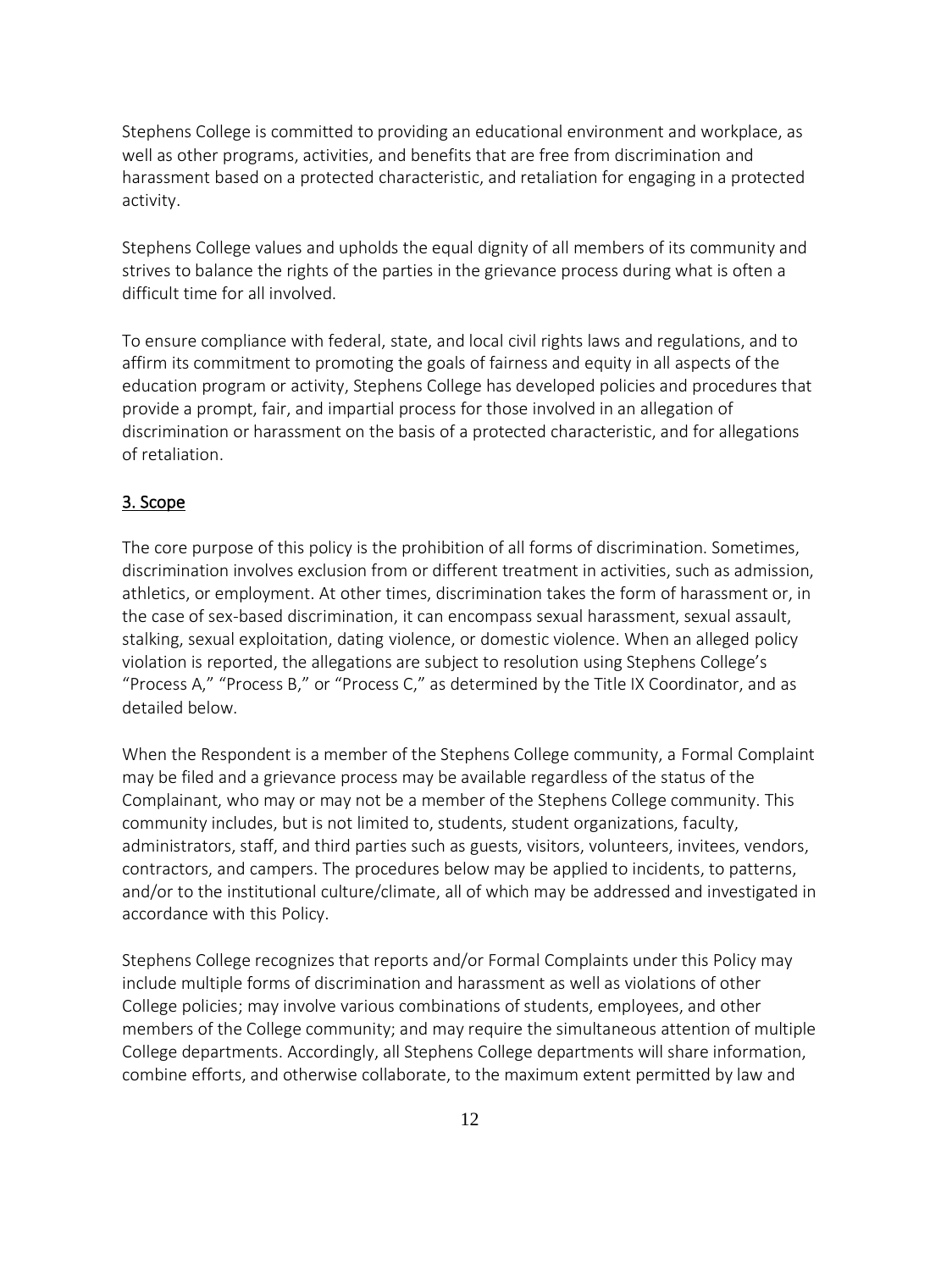Stephens College is committed to providing an educational environment and workplace, as well as other programs, activities, and benefits that are free from discrimination and harassment based on a protected characteristic, and retaliation for engaging in a protected activity.

Stephens College values and upholds the equal dignity of all members of its community and strives to balance the rights of the parties in the grievance process during what is often a difficult time for all involved.

To ensure compliance with federal, state, and local civil rights laws and regulations, and to affirm its commitment to promoting the goals of fairness and equity in all aspects of the education program or activity, Stephens College has developed policies and procedures that provide a prompt, fair, and impartial process for those involved in an allegation of discrimination or harassment on the basis of a protected characteristic, and for allegations of retaliation.

## 3. Scope

The core purpose of this policy is the prohibition of all forms of discrimination. Sometimes, discrimination involves exclusion from or different treatment in activities, such as admission, athletics, or employment. At other times, discrimination takes the form of harassment or, in the case of sex-based discrimination, it can encompass sexual harassment, sexual assault, stalking, sexual exploitation, dating violence, or domestic violence. When an alleged policy violation is reported, the allegations are subject to resolution using Stephens College's "Process A," "Process B," or "Process C," as determined by the Title IX Coordinator, and as detailed below.

When the Respondent is a member of the Stephens College community, a Formal Complaint may be filed and a grievance process may be available regardless of the status of the Complainant, who may or may not be a member of the Stephens College community. This community includes, but is not limited to, students, student organizations, faculty, administrators, staff, and third parties such as guests, visitors, volunteers, invitees, vendors, contractors, and campers. The procedures below may be applied to incidents, to patterns, and/or to the institutional culture/climate, all of which may be addressed and investigated in accordance with this Policy.

Stephens College recognizes that reports and/or Formal Complaints under this Policy may include multiple forms of discrimination and harassment as well as violations of other College policies; may involve various combinations of students, employees, and other members of the College community; and may require the simultaneous attention of multiple College departments. Accordingly, all Stephens College departments will share information, combine efforts, and otherwise collaborate, to the maximum extent permitted by law and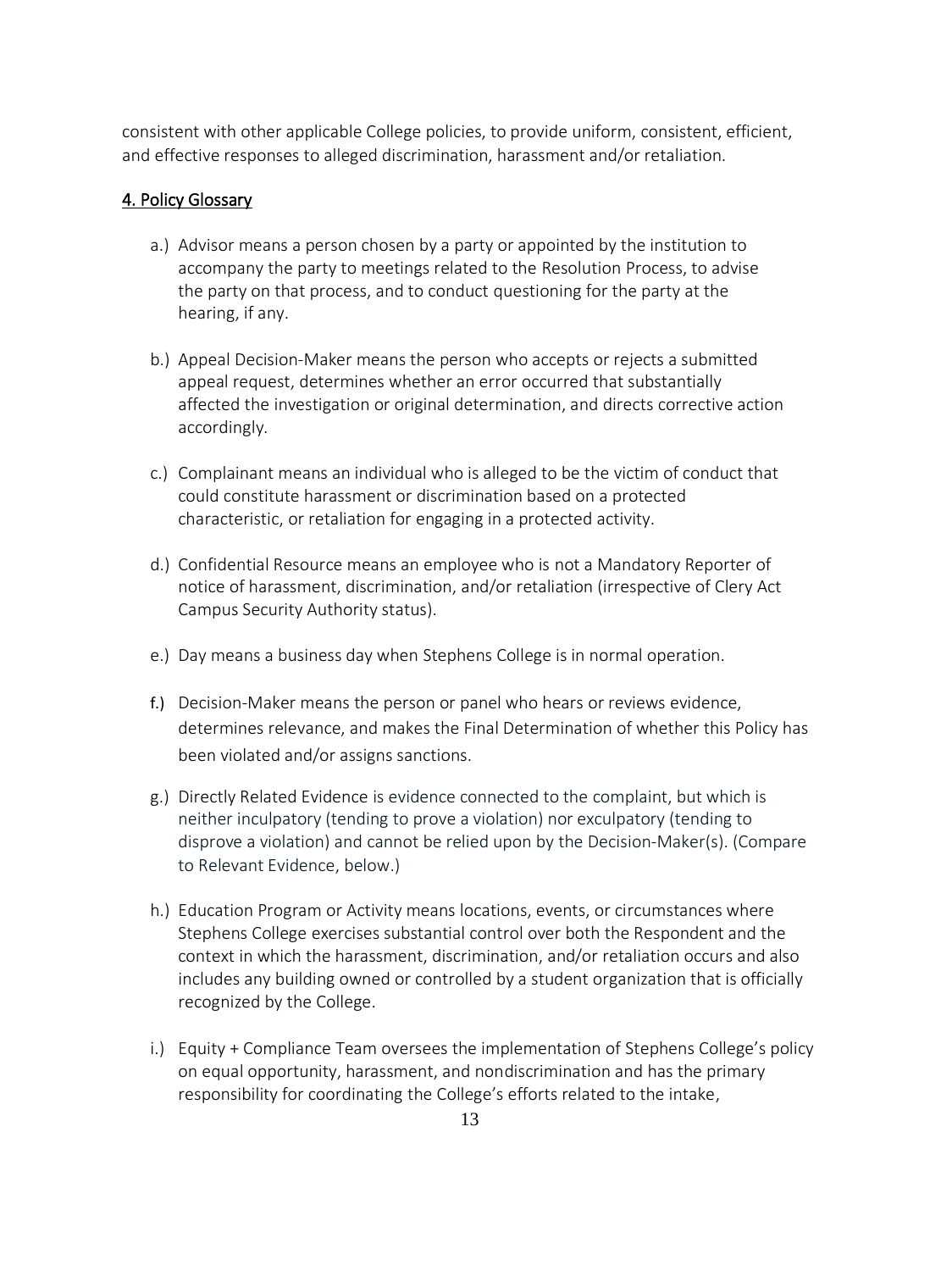consistent with other applicable College policies, to provide uniform, consistent, efficient, and effective responses to alleged discrimination, harassment and/or retaliation.

## 4. Policy Glossary

a.) Advisor means a person chosen by a party or appointed by the institution to accompany the party to meetings related to the Resolution Process, to advise the party on that process, and to conduct questioning for the party at the hearing, if any.

b.) Appeal Decision-Maker means the person who accepts or rejects a submitted appeal request, determines whether an error occurred that substantially affected the investigation or original determination, and directs corrective action accordingly.

c.) Complainant means an individual who is alleged to be the victim of conduct that could constitute harassment or discrimination based on a protected characteristic, or retaliation for engaging in a protected activity.

d.) Confidential Resource means an employee who is not a Mandatory Reporter of notice of harassment, discrimination, and/or retaliation (irrespective of Clery Act Campus Security Authority status).

e.) Day means a business day when Stephens College is in normal operation.

f.) Decision-Maker means the person or panel who hears or reviews evidence, determines relevance, and makes the Final Determination of whether this Policy has been violated and/or assigns sanctions.

g.) Directly Related Evidence is evidence connected to the complaint, but which is neither inculpatory (tending to prove a violation) nor exculpatory (tending to disprove a violation) and cannot be relied upon by the Decision-Maker(s). (Compare to Relevant Evidence, below.)

h.) Education Program or Activity means locations, events, or circumstances where Stephens College exercises substantial control over both the Respondent and the context in which the harassment, discrimination, and/or retaliation occurs and also includes any building owned or controlled by a student organization that is officially recognized by the College.

i.) Equity + Compliance Team oversees the implementation of Stephens College's policy on equal opportunity, harassment, and nondiscrimination and has the primary responsibility for coordinating the College's efforts related to the intake,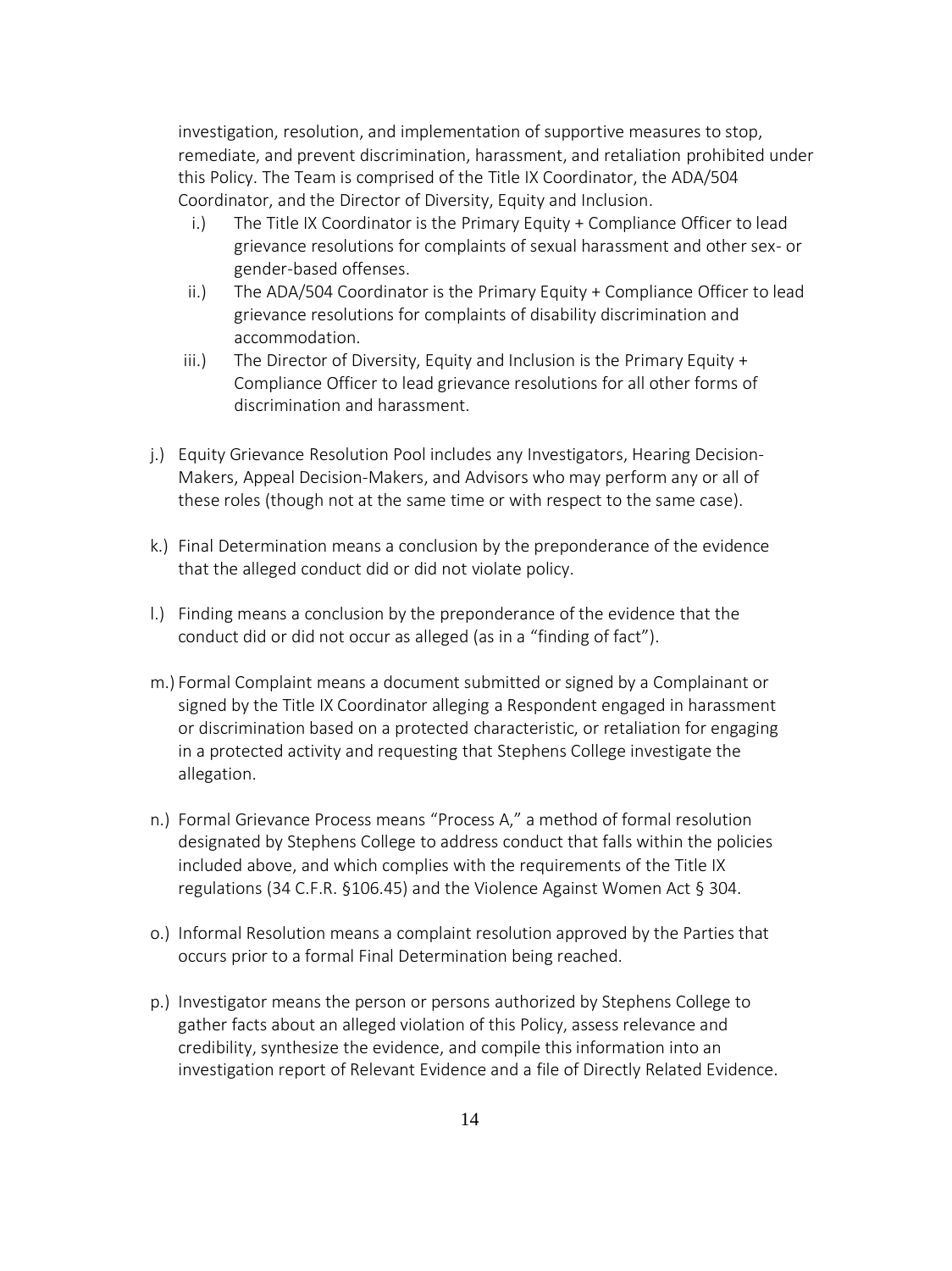investigation, resolution, and implementation of supportive measures to stop, remediate, and prevent discrimination, harassment, and retaliation prohibited under this Policy. The Team is comprised of the Title IX Coordinator, the ADA/504 Coordinator, and the Director of Diversity, Equity and Inclusion.

  i.) The Title IX Coordinator is the Primary Equity + Compliance Officer to lead grievance resolutions for complaints of sexual harassment and other sex- or gender-based offenses.

  ii.) The ADA/504 Coordinator is the Primary Equity + Compliance Officer to lead grievance resolutions for complaints of disability discrimination and accommodation.

  iii.) The Director of Diversity, Equity and Inclusion is the Primary Equity + Compliance Officer to lead grievance resolutions for all other forms of discrimination and harassment.

j.) Equity Grievance Resolution Pool includes any Investigators, Hearing Decision-Makers, Appeal Decision-Makers, and Advisors who may perform any or all of these roles (though not at the same time or with respect to the same case).

k.) Final Determination means a conclusion by the preponderance of the evidence that the alleged conduct did or did not violate policy.

l.) Finding means a conclusion by the preponderance of the evidence that the conduct did or did not occur as alleged (as in a "finding of fact").

m.) Formal Complaint means a document submitted or signed by a Complainant or signed by the Title IX Coordinator alleging a Respondent engaged in harassment or discrimination based on a protected characteristic, or retaliation for engaging in a protected activity and requesting that Stephens College investigate the allegation.

n.) Formal Grievance Process means "Process A," a method of formal resolution designated by Stephens College to address conduct that falls within the policies included above, and which complies with the requirements of the Title IX regulations (34 C.F.R. §106.45) and the Violence Against Women Act § 304.

o.) Informal Resolution means a complaint resolution approved by the Parties that occurs prior to a formal Final Determination being reached.

p.) Investigator means the person or persons authorized by Stephens College to gather facts about an alleged violation of this Policy, assess relevance and credibility, synthesize the evidence, and compile this information into an investigation report of Relevant Evidence and a file of Directly Related Evidence.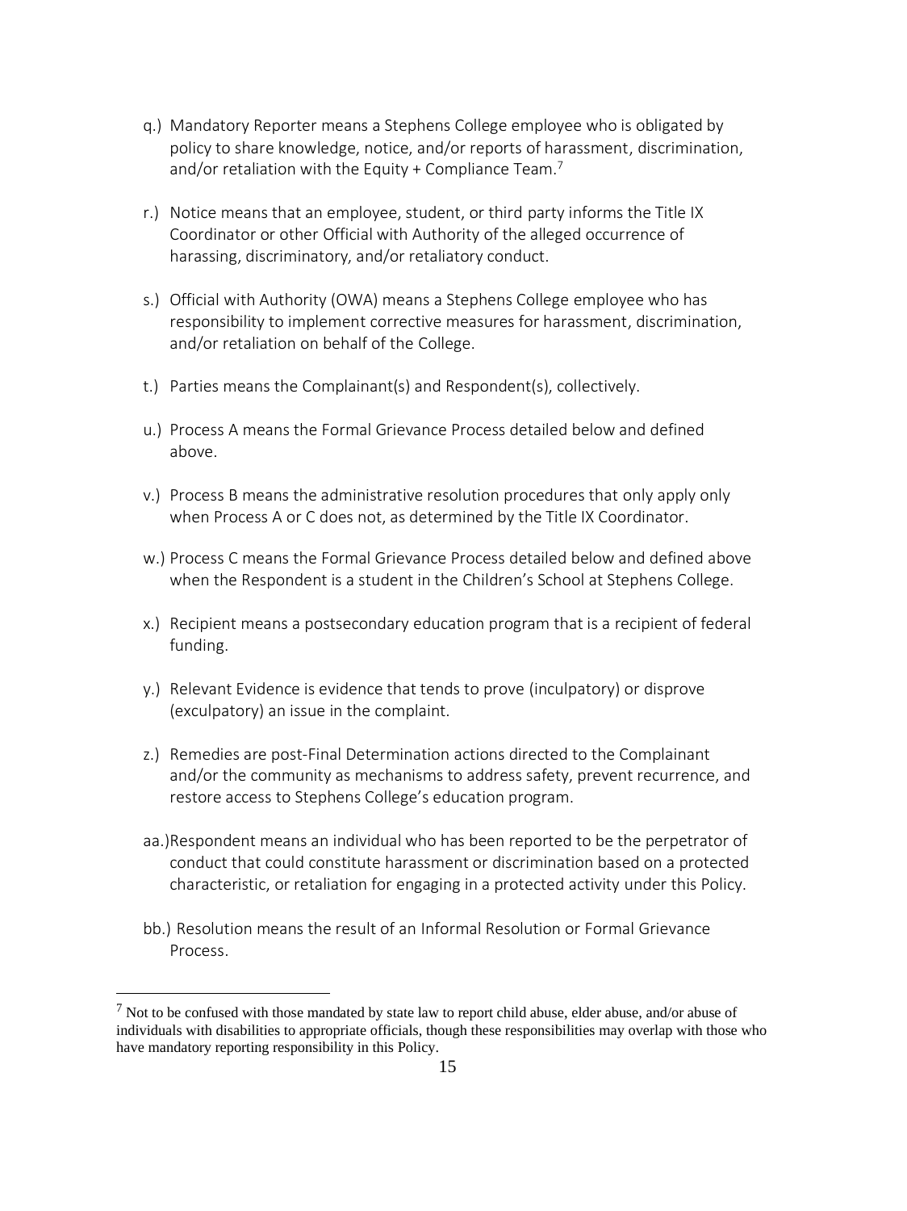q.) Mandatory Reporter means a Stephens College employee who is obligated by policy to share knowledge, notice, and/or reports of harassment, discrimination, and/or retaliation with the Equity + Compliance Team.[7]

r.) Notice means that an employee, student, or third party informs the Title IX Coordinator or other Official with Authority of the alleged occurrence of harassing, discriminatory, and/or retaliatory conduct.

s.) Official with Authority (OWA) means a Stephens College employee who has responsibility to implement corrective measures for harassment, discrimination, and/or retaliation on behalf of the College.

t.) Parties means the Complainant(s) and Respondent(s), collectively.

u.) Process A means the Formal Grievance Process detailed below and defined above.

v.) Process B means the administrative resolution procedures that only apply only when Process A or C does not, as determined by the Title IX Coordinator.

w.) Process C means the Formal Grievance Process detailed below and defined above when the Respondent is a student in the Children's School at Stephens College.

x.) Recipient means a postsecondary education program that is a recipient of federal funding.

y.) Relevant Evidence is evidence that tends to prove (inculpatory) or disprove (exculpatory) an issue in the complaint.

z.) Remedies are post-Final Determination actions directed to the Complainant and/or the community as mechanisms to address safety, prevent recurrence, and restore access to Stephens College's education program.

aa.) Respondent means an individual who has been reported to be the perpetrator of conduct that could constitute harassment or discrimination based on a protected characteristic, or retaliation for engaging in a protected activity under this Policy.

bb.) Resolution means the result of an Informal Resolution or Formal Grievance Process.

---

[7] Not to be confused with those mandated by state law to report child abuse, elder abuse, and/or abuse of individuals with disabilities to appropriate officials, though these responsibilities may overlap with those who have mandatory reporting responsibility in this Policy.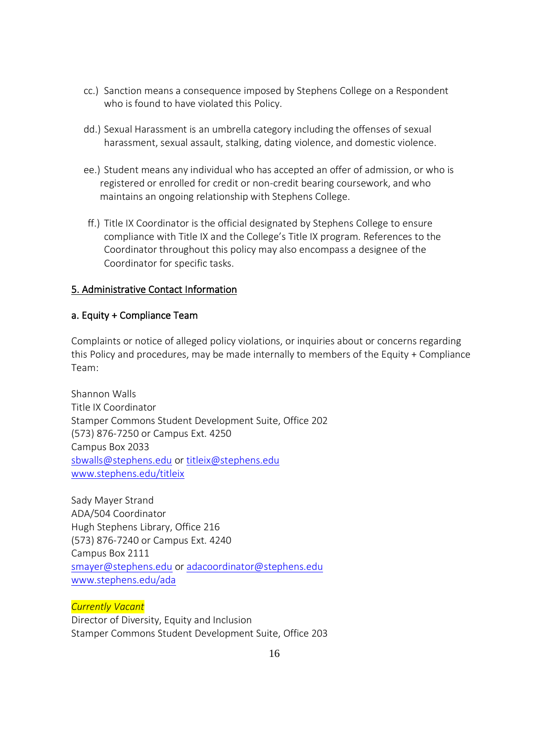cc.) Sanction means a consequence imposed by Stephens College on a Respondent who is found to have violated this Policy.

dd.) Sexual Harassment is an umbrella category including the offenses of sexual harassment, sexual assault, stalking, dating violence, and domestic violence.

ee.) Student means any individual who has accepted an offer of admission, or who is registered or enrolled for credit or non-credit bearing coursework, and who maintains an ongoing relationship with Stephens College.

ff.) Title IX Coordinator is the official designated by Stephens College to ensure compliance with Title IX and the College's Title IX program. References to the Coordinator throughout this policy may also encompass a designee of the Coordinator for specific tasks.

## 5. Administrative Contact Information

### a. Equity + Compliance Team

Complaints or notice of alleged policy violations, or inquiries about or concerns regarding this Policy and procedures, may be made internally to members of the Equity + Compliance Team:

Shannon Walls
Title IX Coordinator
Stamper Commons Student Development Suite, Office 202
(573) 876-7250 or Campus Ext. 4250
Campus Box 2033
sbwalls@stephens.edu or titleix@stephens.edu
www.stephens.edu/titleix

Sady Mayer Strand
ADA/504 Coordinator
Hugh Stephens Library, Office 216
(573) 876-7240 or Campus Ext. 4240
Campus Box 2111
smayer@stephens.edu or adacoordinator@stephens.edu
www.stephens.edu/ada

*Currently Vacant*
Director of Diversity, Equity and Inclusion
Stamper Commons Student Development Suite, Office 203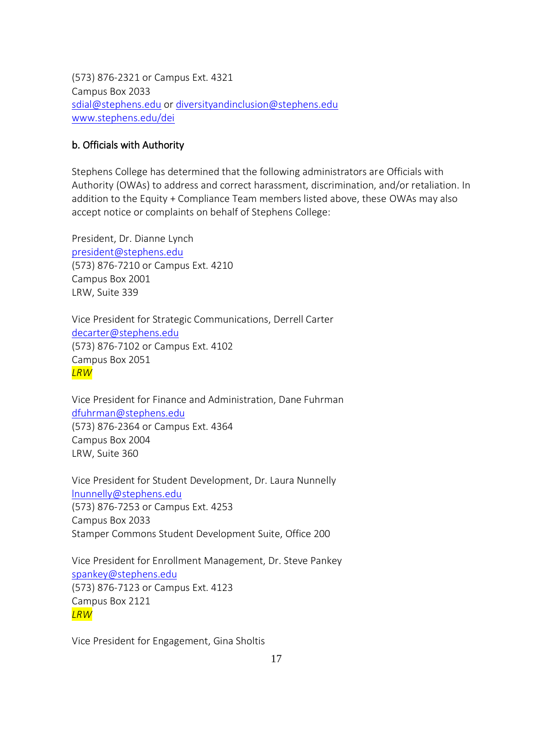(573) 876-2321 or Campus Ext. 4321
Campus Box 2033
sdial@stephens.edu or diversityandinclusion@stephens.edu
www.stephens.edu/dei

### b. Officials with Authority

Stephens College has determined that the following administrators are Officials with Authority (OWAs) to address and correct harassment, discrimination, and/or retaliation. In addition to the Equity + Compliance Team members listed above, these OWAs may also accept notice or complaints on behalf of Stephens College:

President, Dr. Dianne Lynch
president@stephens.edu
(573) 876-7210 or Campus Ext. 4210
Campus Box 2001
LRW, Suite 339

Vice President for Strategic Communications, Derrell Carter
decarter@stephens.edu
(573) 876-7102 or Campus Ext. 4102
Campus Box 2051
*LRW*

Vice President for Finance and Administration, Dane Fuhrman
dfuhrman@stephens.edu
(573) 876-2364 or Campus Ext. 4364
Campus Box 2004
LRW, Suite 360

Vice President for Student Development, Dr. Laura Nunnelly
lnunnelly@stephens.edu
(573) 876-7253 or Campus Ext. 4253
Campus Box 2033
Stamper Commons Student Development Suite, Office 200

Vice President for Enrollment Management, Dr. Steve Pankey
spankey@stephens.edu
(573) 876-7123 or Campus Ext. 4123
Campus Box 2121
*LRW*

Vice President for Engagement, Gina Sholtis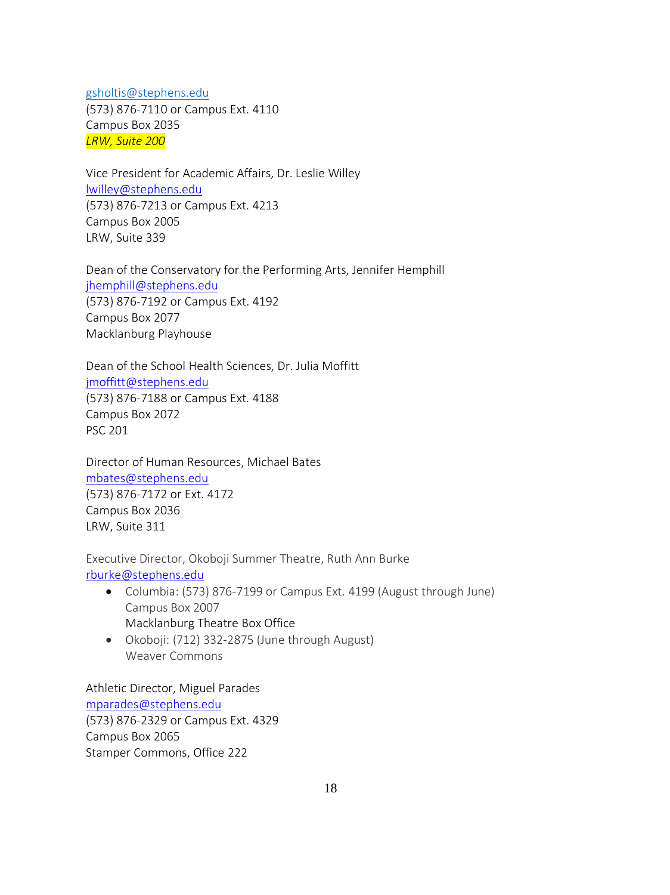gsholtis@stephens.edu
(573) 876-7110 or Campus Ext. 4110
Campus Box 2035
*LRW, Suite 200*

Vice President for Academic Affairs, Dr. Leslie Willey
lwilley@stephens.edu
(573) 876-7213 or Campus Ext. 4213
Campus Box 2005
LRW, Suite 339

Dean of the Conservatory for the Performing Arts, Jennifer Hemphill
jhemphill@stephens.edu
(573) 876-7192 or Campus Ext. 4192
Campus Box 2077
Macklanburg Playhouse

Dean of the School Health Sciences, Dr. Julia Moffitt
jmoffitt@stephens.edu
(573) 876-7188 or Campus Ext. 4188
Campus Box 2072
PSC 201

Director of Human Resources, Michael Bates
mbates@stephens.edu
(573) 876-7172 or Ext. 4172
Campus Box 2036
LRW, Suite 311

Executive Director, Okoboji Summer Theatre, Ruth Ann Burke
rburke@stephens.edu

- Columbia: (573) 876-7199 or Campus Ext. 4199 (August through June)
  Campus Box 2007
  Macklanburg Theatre Box Office
- Okoboji: (712) 332-2875 (June through August)
  Weaver Commons

Athletic Director, Miguel Parades
mparades@stephens.edu
(573) 876-2329 or Campus Ext. 4329
Campus Box 2065
Stamper Commons, Office 222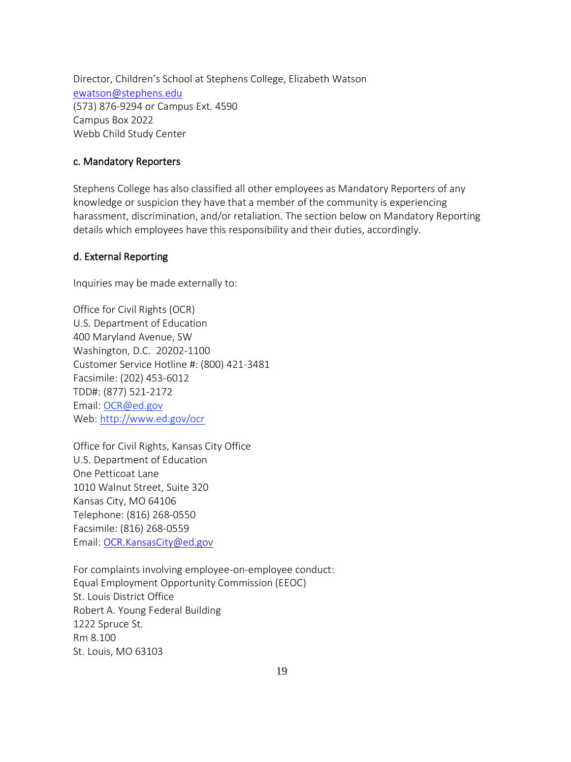Director, Children's School at Stephens College, Elizabeth Watson
ewatson@stephens.edu
(573) 876-9294 or Campus Ext. 4590
Campus Box 2022
Webb Child Study Center

### c. Mandatory Reporters

Stephens College has also classified all other employees as Mandatory Reporters of any knowledge or suspicion they have that a member of the community is experiencing harassment, discrimination, and/or retaliation. The section below on Mandatory Reporting details which employees have this responsibility and their duties, accordingly.

### d. External Reporting

Inquiries may be made externally to:

Office for Civil Rights (OCR)
U.S. Department of Education
400 Maryland Avenue, SW
Washington, D.C. 20202-1100
Customer Service Hotline #: (800) 421-3481
Facsimile: (202) 453-6012
TDD#: (877) 521-2172
Email: OCR@ed.gov
Web: http://www.ed.gov/ocr

Office for Civil Rights, Kansas City Office
U.S. Department of Education
One Petticoat Lane
1010 Walnut Street, Suite 320
Kansas City, MO 64106
Telephone: (816) 268-0550
Facsimile: (816) 268-0559
Email: OCR.KansasCity@ed.gov

For complaints involving employee-on-employee conduct:
Equal Employment Opportunity Commission (EEOC)
St. Louis District Office
Robert A. Young Federal Building
1222 Spruce St.
Rm 8.100
St. Louis, MO 63103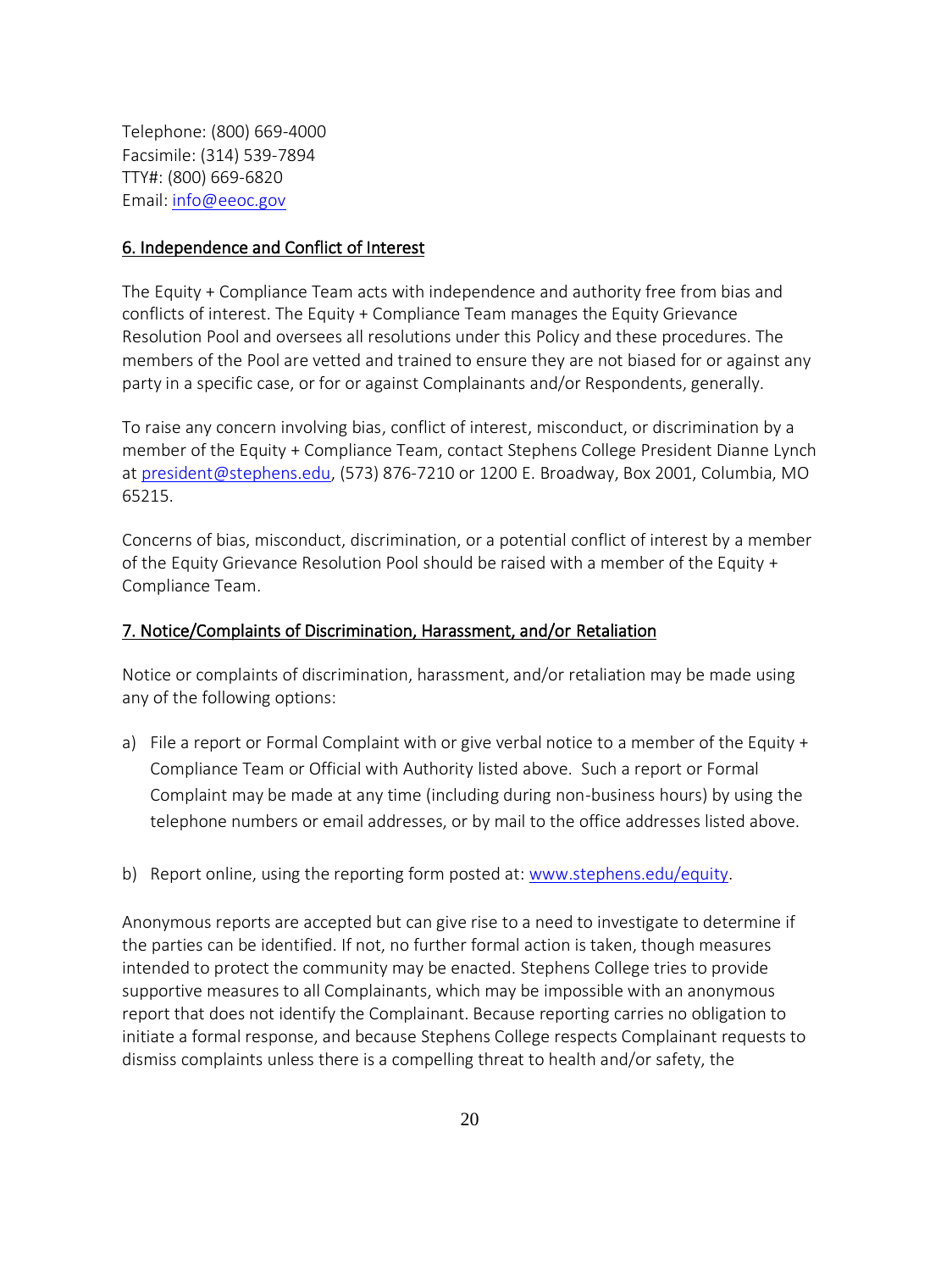Telephone: (800) 669-4000
Facsimile: (314) 539-7894
TTY#: (800) 669-6820
Email: [info@eeoc.gov](mailto:info@eeoc.gov)

### 6. Independence and Conflict of Interest

The Equity + Compliance Team acts with independence and authority free from bias and conflicts of interest. The Equity + Compliance Team manages the Equity Grievance Resolution Pool and oversees all resolutions under this Policy and these procedures. The members of the Pool are vetted and trained to ensure they are not biased for or against any party in a specific case, or for or against Complainants and/or Respondents, generally.

To raise any concern involving bias, conflict of interest, misconduct, or discrimination by a member of the Equity + Compliance Team, contact Stephens College President Dianne Lynch at [president@stephens.edu](mailto:president@stephens.edu), (573) 876-7210 or 1200 E. Broadway, Box 2001, Columbia, MO 65215.

Concerns of bias, misconduct, discrimination, or a potential conflict of interest by a member of the Equity Grievance Resolution Pool should be raised with a member of the Equity + Compliance Team.

### 7. Notice/Complaints of Discrimination, Harassment, and/or Retaliation

Notice or complaints of discrimination, harassment, and/or retaliation may be made using any of the following options:

a) File a report or Formal Complaint with or give verbal notice to a member of the Equity + Compliance Team or Official with Authority listed above. Such a report or Formal Complaint may be made at any time (including during non-business hours) by using the telephone numbers or email addresses, or by mail to the office addresses listed above.

b) Report online, using the reporting form posted at: [www.stephens.edu/equity](http://www.stephens.edu/equity).

Anonymous reports are accepted but can give rise to a need to investigate to determine if the parties can be identified. If not, no further formal action is taken, though measures intended to protect the community may be enacted. Stephens College tries to provide supportive measures to all Complainants, which may be impossible with an anonymous report that does not identify the Complainant. Because reporting carries no obligation to initiate a formal response, and because Stephens College respects Complainant requests to dismiss complaints unless there is a compelling threat to health and/or safety, the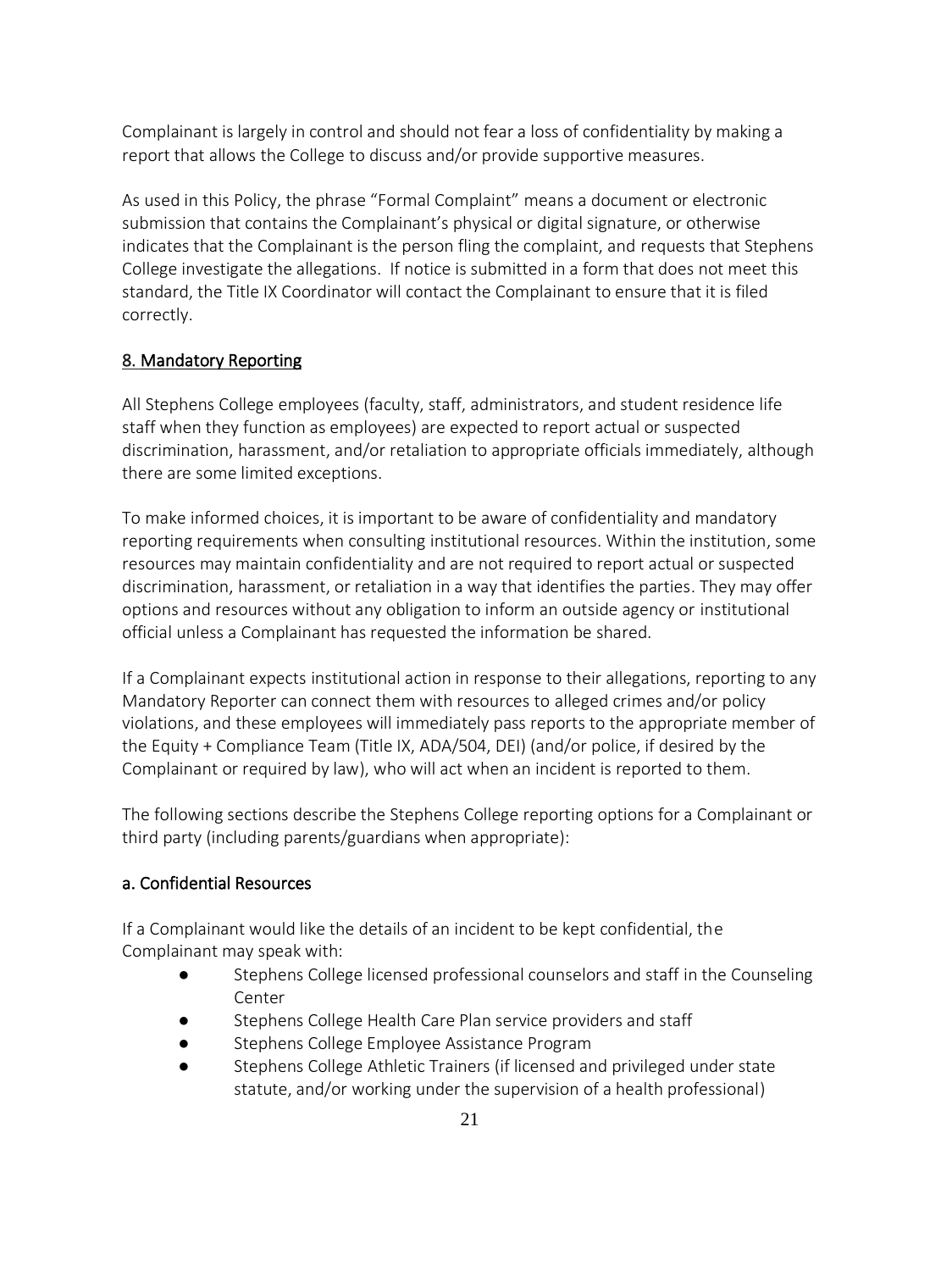Complainant is largely in control and should not fear a loss of confidentiality by making a report that allows the College to discuss and/or provide supportive measures.

As used in this Policy, the phrase "Formal Complaint" means a document or electronic submission that contains the Complainant's physical or digital signature, or otherwise indicates that the Complainant is the person fling the complaint, and requests that Stephens College investigate the allegations. If notice is submitted in a form that does not meet this standard, the Title IX Coordinator will contact the Complainant to ensure that it is filed correctly.

## 8. Mandatory Reporting

All Stephens College employees (faculty, staff, administrators, and student residence life staff when they function as employees) are expected to report actual or suspected discrimination, harassment, and/or retaliation to appropriate officials immediately, although there are some limited exceptions.

To make informed choices, it is important to be aware of confidentiality and mandatory reporting requirements when consulting institutional resources. Within the institution, some resources may maintain confidentiality and are not required to report actual or suspected discrimination, harassment, or retaliation in a way that identifies the parties. They may offer options and resources without any obligation to inform an outside agency or institutional official unless a Complainant has requested the information be shared.

If a Complainant expects institutional action in response to their allegations, reporting to any Mandatory Reporter can connect them with resources to alleged crimes and/or policy violations, and these employees will immediately pass reports to the appropriate member of the Equity + Compliance Team (Title IX, ADA/504, DEI) (and/or police, if desired by the Complainant or required by law), who will act when an incident is reported to them.

The following sections describe the Stephens College reporting options for a Complainant or third party (including parents/guardians when appropriate):

### a. Confidential Resources

If a Complainant would like the details of an incident to be kept confidential, the Complainant may speak with:

- Stephens College licensed professional counselors and staff in the Counseling Center
- Stephens College Health Care Plan service providers and staff
- Stephens College Employee Assistance Program
- Stephens College Athletic Trainers (if licensed and privileged under state statute, and/or working under the supervision of a health professional)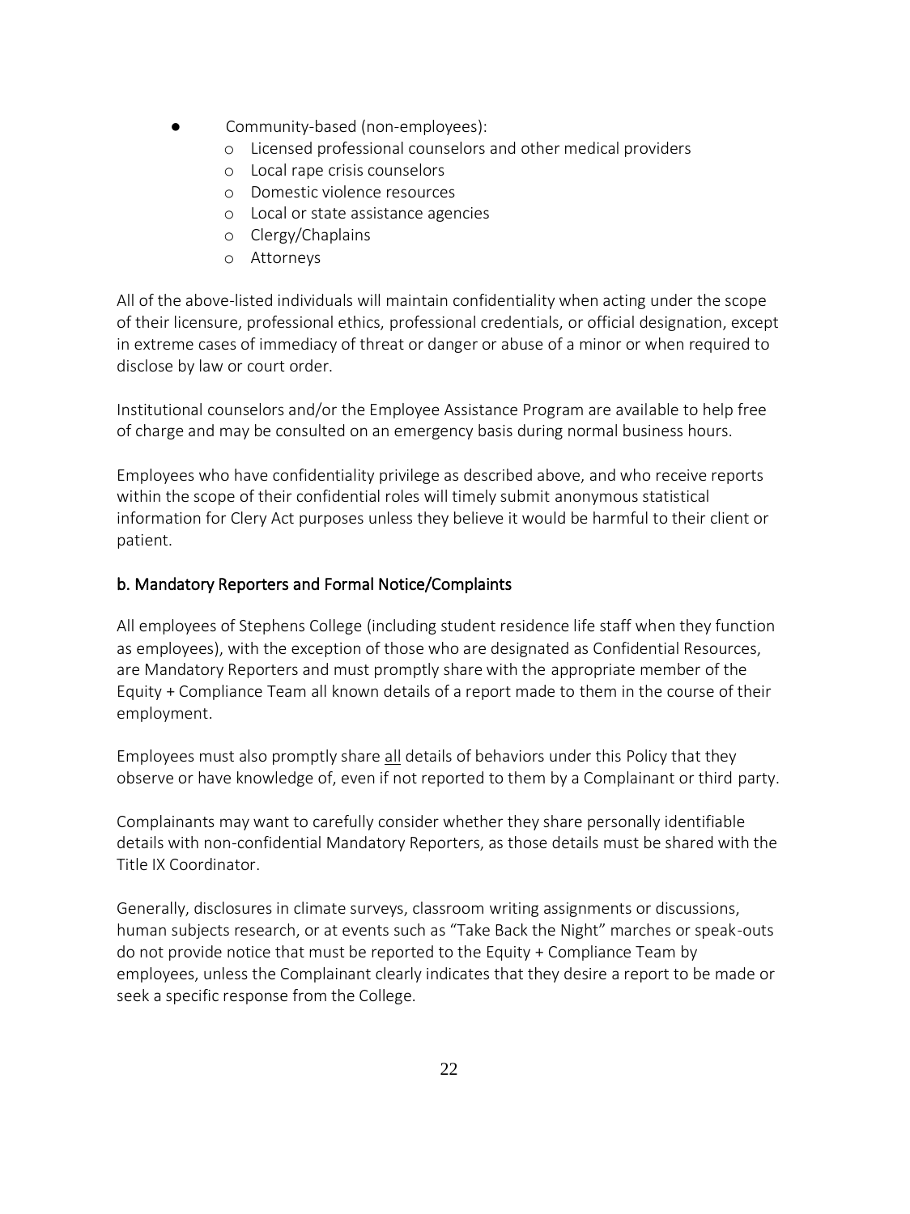- Community-based (non-employees):
    - Licensed professional counselors and other medical providers
    - Local rape crisis counselors
    - Domestic violence resources
    - Local or state assistance agencies
    - Clergy/Chaplains
    - Attorneys

All of the above-listed individuals will maintain confidentiality when acting under the scope of their licensure, professional ethics, professional credentials, or official designation, except in extreme cases of immediacy of threat or danger or abuse of a minor or when required to disclose by law or court order.

Institutional counselors and/or the Employee Assistance Program are available to help free of charge and may be consulted on an emergency basis during normal business hours.

Employees who have confidentiality privilege as described above, and who receive reports within the scope of their confidential roles will timely submit anonymous statistical information for Clery Act purposes unless they believe it would be harmful to their client or patient.

### b. Mandatory Reporters and Formal Notice/Complaints

All employees of Stephens College (including student residence life staff when they function as employees), with the exception of those who are designated as Confidential Resources, are Mandatory Reporters and must promptly share with the appropriate member of the Equity + Compliance Team all known details of a report made to them in the course of their employment.

Employees must also promptly share <u>all</u> details of behaviors under this Policy that they observe or have knowledge of, even if not reported to them by a Complainant or third party.

Complainants may want to carefully consider whether they share personally identifiable details with non-confidential Mandatory Reporters, as those details must be shared with the Title IX Coordinator.

Generally, disclosures in climate surveys, classroom writing assignments or discussions, human subjects research, or at events such as "Take Back the Night" marches or speak-outs do not provide notice that must be reported to the Equity + Compliance Team by employees, unless the Complainant clearly indicates that they desire a report to be made or seek a specific response from the College.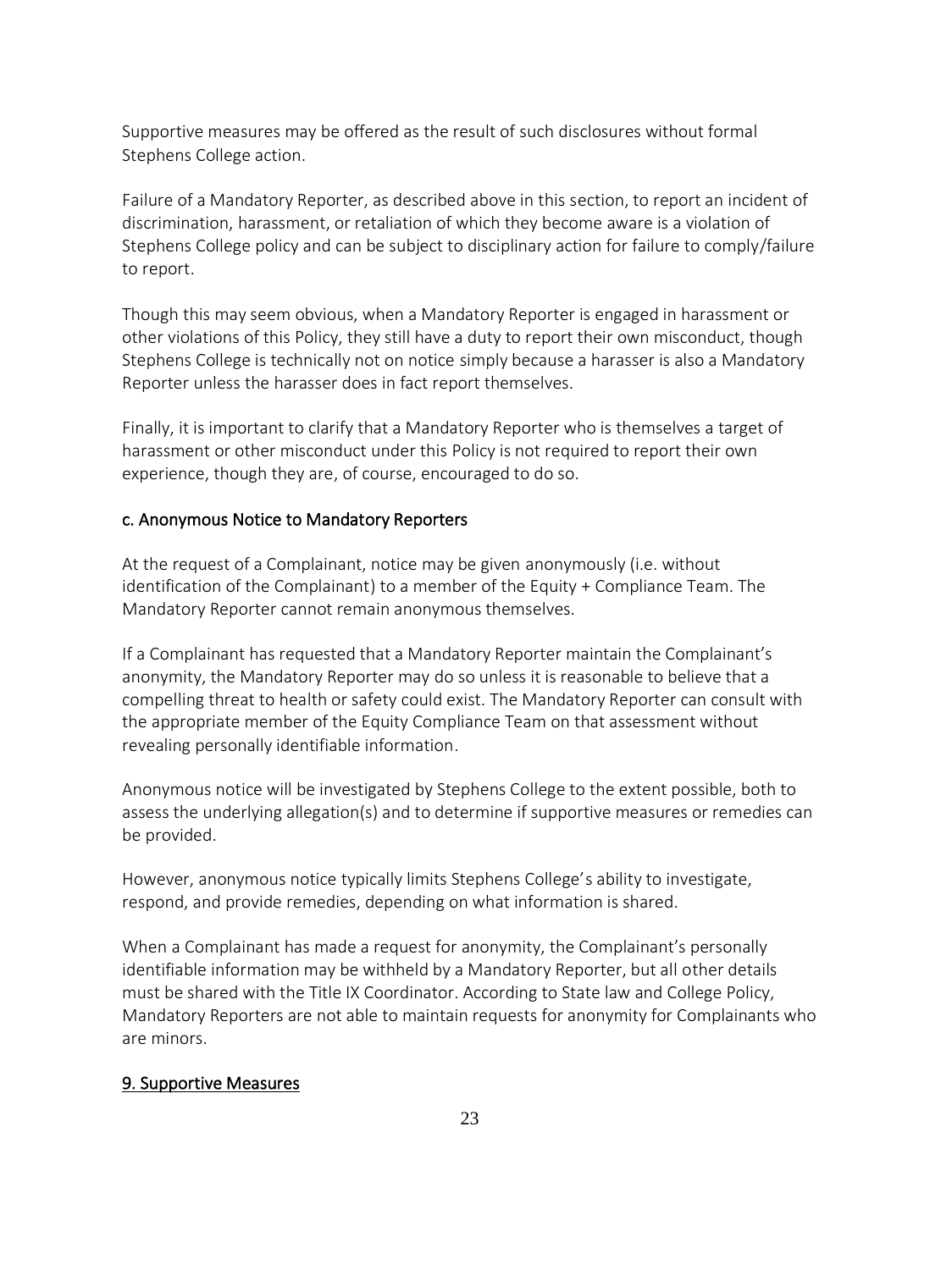Supportive measures may be offered as the result of such disclosures without formal Stephens College action.

Failure of a Mandatory Reporter, as described above in this section, to report an incident of discrimination, harassment, or retaliation of which they become aware is a violation of Stephens College policy and can be subject to disciplinary action for failure to comply/failure to report.

Though this may seem obvious, when a Mandatory Reporter is engaged in harassment or other violations of this Policy, they still have a duty to report their own misconduct, though Stephens College is technically not on notice simply because a harasser is also a Mandatory Reporter unless the harasser does in fact report themselves.

Finally, it is important to clarify that a Mandatory Reporter who is themselves a target of harassment or other misconduct under this Policy is not required to report their own experience, though they are, of course, encouraged to do so.

### c. Anonymous Notice to Mandatory Reporters

At the request of a Complainant, notice may be given anonymously (i.e. without identification of the Complainant) to a member of the Equity + Compliance Team. The Mandatory Reporter cannot remain anonymous themselves.

If a Complainant has requested that a Mandatory Reporter maintain the Complainant's anonymity, the Mandatory Reporter may do so unless it is reasonable to believe that a compelling threat to health or safety could exist. The Mandatory Reporter can consult with the appropriate member of the Equity Compliance Team on that assessment without revealing personally identifiable information.

Anonymous notice will be investigated by Stephens College to the extent possible, both to assess the underlying allegation(s) and to determine if supportive measures or remedies can be provided.

However, anonymous notice typically limits Stephens College's ability to investigate, respond, and provide remedies, depending on what information is shared.

When a Complainant has made a request for anonymity, the Complainant's personally identifiable information may be withheld by a Mandatory Reporter, but all other details must be shared with the Title IX Coordinator. According to State law and College Policy, Mandatory Reporters are not able to maintain requests for anonymity for Complainants who are minors.

## 9. Supportive Measures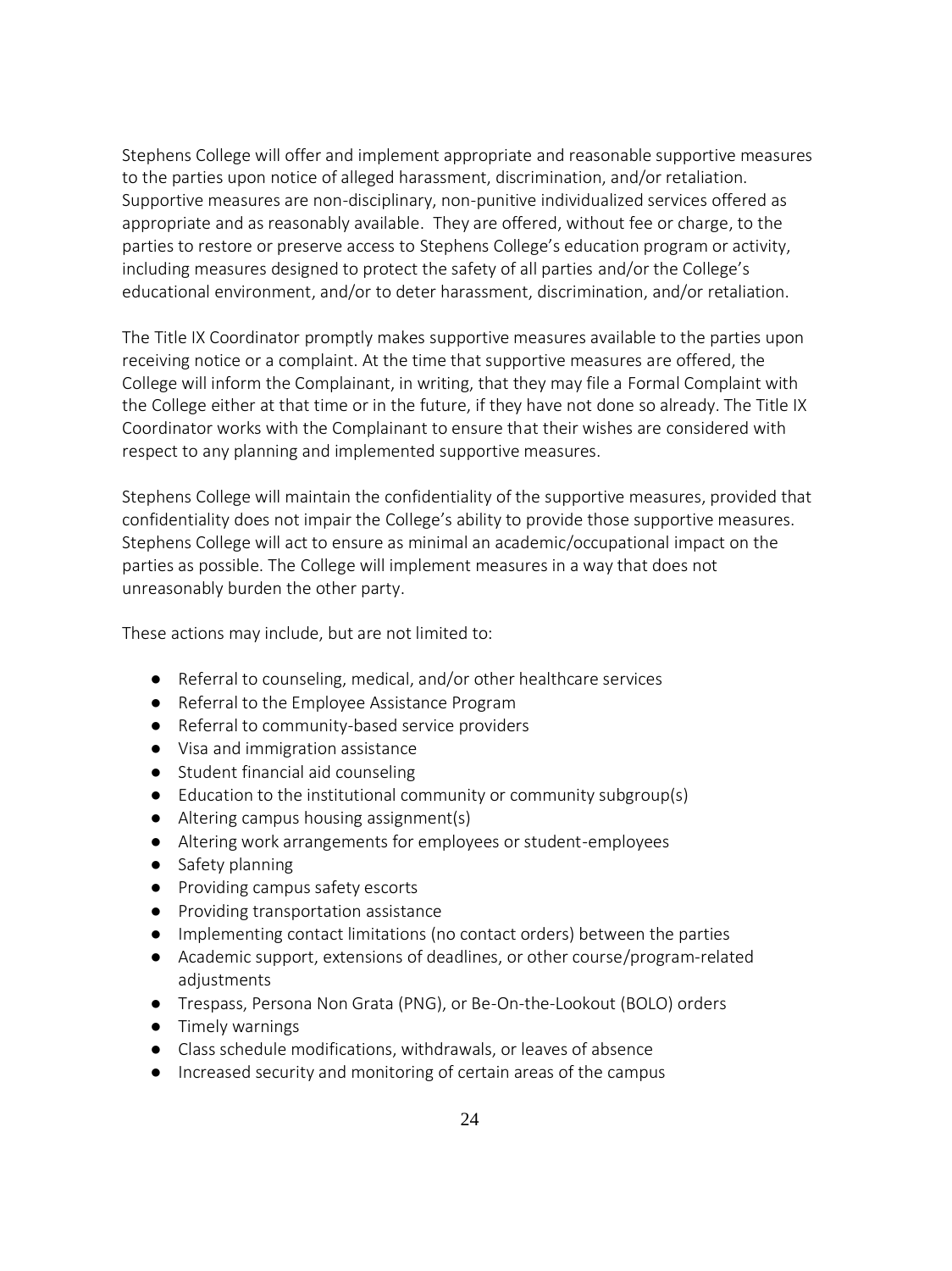Stephens College will offer and implement appropriate and reasonable supportive measures to the parties upon notice of alleged harassment, discrimination, and/or retaliation. Supportive measures are non-disciplinary, non-punitive individualized services offered as appropriate and as reasonably available. They are offered, without fee or charge, to the parties to restore or preserve access to Stephens College's education program or activity, including measures designed to protect the safety of all parties and/or the College's educational environment, and/or to deter harassment, discrimination, and/or retaliation.

The Title IX Coordinator promptly makes supportive measures available to the parties upon receiving notice or a complaint. At the time that supportive measures are offered, the College will inform the Complainant, in writing, that they may file a Formal Complaint with the College either at that time or in the future, if they have not done so already. The Title IX Coordinator works with the Complainant to ensure that their wishes are considered with respect to any planning and implemented supportive measures.

Stephens College will maintain the confidentiality of the supportive measures, provided that confidentiality does not impair the College's ability to provide those supportive measures. Stephens College will act to ensure as minimal an academic/occupational impact on the parties as possible. The College will implement measures in a way that does not unreasonably burden the other party.

These actions may include, but are not limited to:

- Referral to counseling, medical, and/or other healthcare services
- Referral to the Employee Assistance Program
- Referral to community-based service providers
- Visa and immigration assistance
- Student financial aid counseling
- Education to the institutional community or community subgroup(s)
- Altering campus housing assignment(s)
- Altering work arrangements for employees or student-employees
- Safety planning
- Providing campus safety escorts
- Providing transportation assistance
- Implementing contact limitations (no contact orders) between the parties
- Academic support, extensions of deadlines, or other course/program-related adjustments
- Trespass, Persona Non Grata (PNG), or Be-On-the-Lookout (BOLO) orders
- Timely warnings
- Class schedule modifications, withdrawals, or leaves of absence
- Increased security and monitoring of certain areas of the campus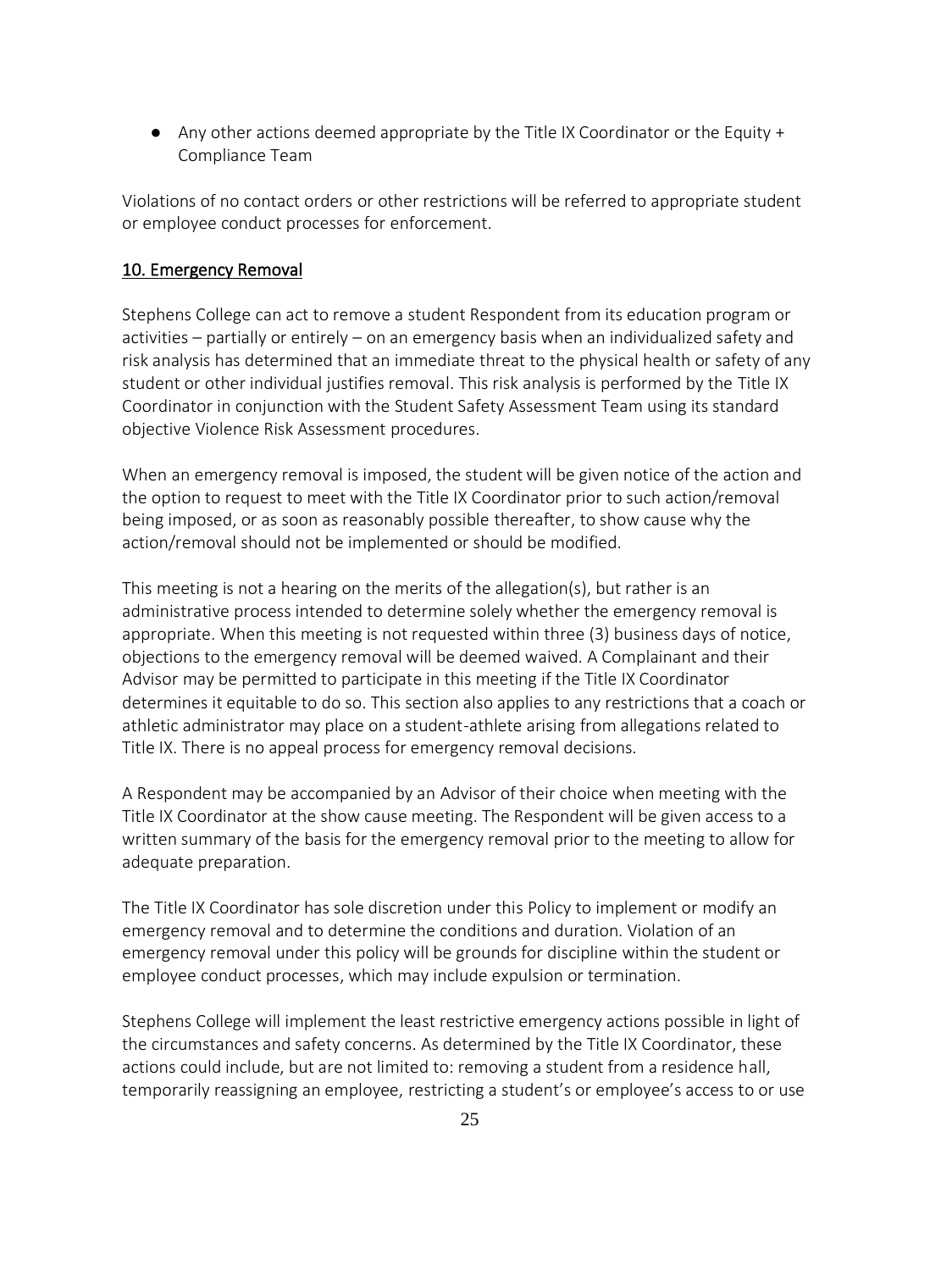- Any other actions deemed appropriate by the Title IX Coordinator or the Equity + Compliance Team

Violations of no contact orders or other restrictions will be referred to appropriate student or employee conduct processes for enforcement.

## 10. Emergency Removal

Stephens College can act to remove a student Respondent from its education program or activities – partially or entirely – on an emergency basis when an individualized safety and risk analysis has determined that an immediate threat to the physical health or safety of any student or other individual justifies removal. This risk analysis is performed by the Title IX Coordinator in conjunction with the Student Safety Assessment Team using its standard objective Violence Risk Assessment procedures.

When an emergency removal is imposed, the student will be given notice of the action and the option to request to meet with the Title IX Coordinator prior to such action/removal being imposed, or as soon as reasonably possible thereafter, to show cause why the action/removal should not be implemented or should be modified.

This meeting is not a hearing on the merits of the allegation(s), but rather is an administrative process intended to determine solely whether the emergency removal is appropriate. When this meeting is not requested within three (3) business days of notice, objections to the emergency removal will be deemed waived. A Complainant and their Advisor may be permitted to participate in this meeting if the Title IX Coordinator determines it equitable to do so. This section also applies to any restrictions that a coach or athletic administrator may place on a student-athlete arising from allegations related to Title IX. There is no appeal process for emergency removal decisions.

A Respondent may be accompanied by an Advisor of their choice when meeting with the Title IX Coordinator at the show cause meeting. The Respondent will be given access to a written summary of the basis for the emergency removal prior to the meeting to allow for adequate preparation.

The Title IX Coordinator has sole discretion under this Policy to implement or modify an emergency removal and to determine the conditions and duration. Violation of an emergency removal under this policy will be grounds for discipline within the student or employee conduct processes, which may include expulsion or termination.

Stephens College will implement the least restrictive emergency actions possible in light of the circumstances and safety concerns. As determined by the Title IX Coordinator, these actions could include, but are not limited to: removing a student from a residence hall, temporarily reassigning an employee, restricting a student's or employee's access to or use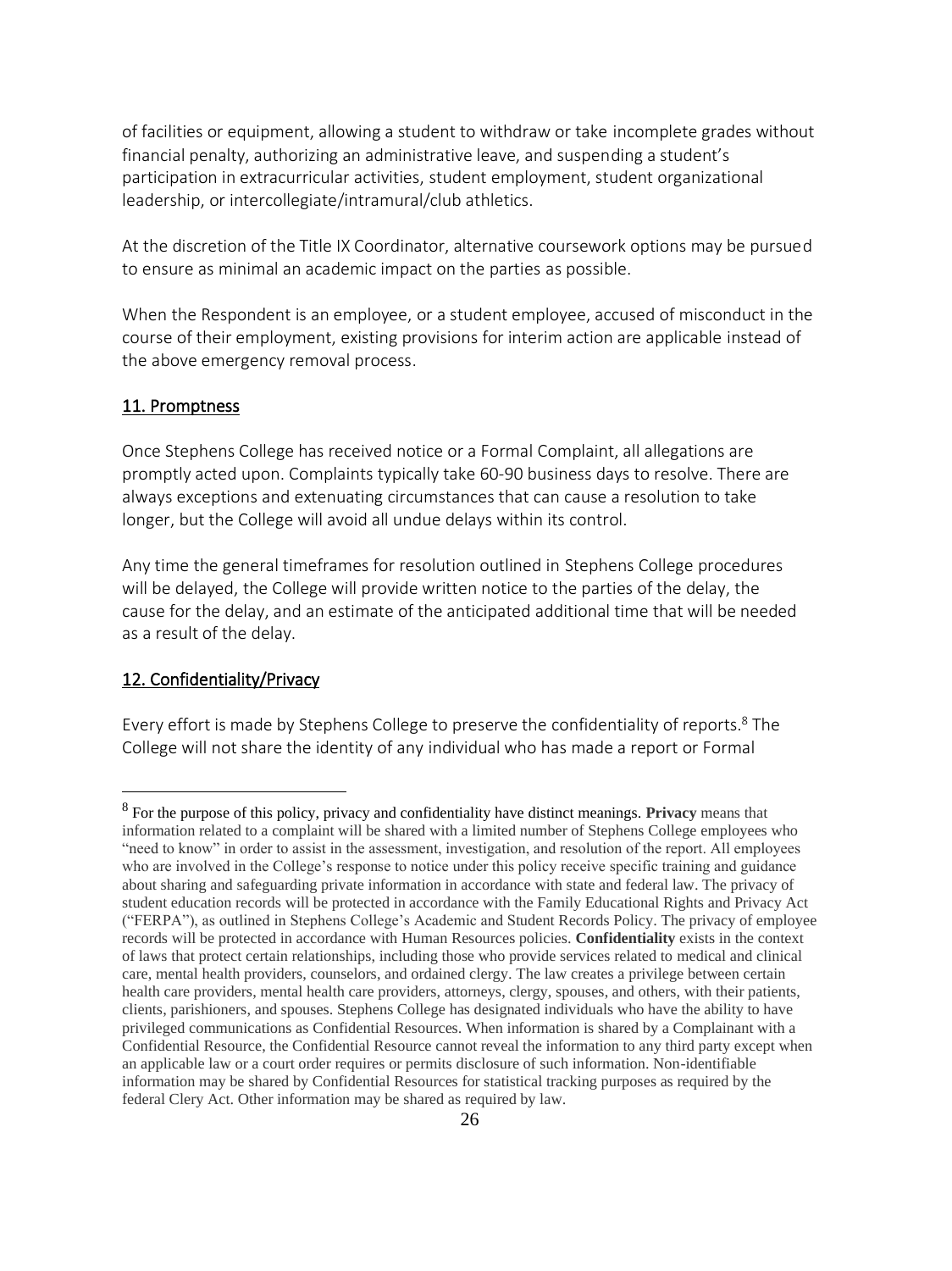of facilities or equipment, allowing a student to withdraw or take incomplete grades without financial penalty, authorizing an administrative leave, and suspending a student's participation in extracurricular activities, student employment, student organizational leadership, or intercollegiate/intramural/club athletics.

At the discretion of the Title IX Coordinator, alternative coursework options may be pursued to ensure as minimal an academic impact on the parties as possible.

When the Respondent is an employee, or a student employee, accused of misconduct in the course of their employment, existing provisions for interim action are applicable instead of the above emergency removal process.

## 11. Promptness

Once Stephens College has received notice or a Formal Complaint, all allegations are promptly acted upon. Complaints typically take 60-90 business days to resolve. There are always exceptions and extenuating circumstances that can cause a resolution to take longer, but the College will avoid all undue delays within its control.

Any time the general timeframes for resolution outlined in Stephens College procedures will be delayed, the College will provide written notice to the parties of the delay, the cause for the delay, and an estimate of the anticipated additional time that will be needed as a result of the delay.

## 12. Confidentiality/Privacy

Every effort is made by Stephens College to preserve the confidentiality of reports.[8] The College will not share the identity of any individual who has made a report or Formal

[8] For the purpose of this policy, privacy and confidentiality have distinct meanings. **Privacy** means that information related to a complaint will be shared with a limited number of Stephens College employees who "need to know" in order to assist in the assessment, investigation, and resolution of the report. All employees who are involved in the College's response to notice under this policy receive specific training and guidance about sharing and safeguarding private information in accordance with state and federal law. The privacy of student education records will be protected in accordance with the Family Educational Rights and Privacy Act ("FERPA"), as outlined in Stephens College's Academic and Student Records Policy. The privacy of employee records will be protected in accordance with Human Resources policies. **Confidentiality** exists in the context of laws that protect certain relationships, including those who provide services related to medical and clinical care, mental health providers, counselors, and ordained clergy. The law creates a privilege between certain health care providers, mental health care providers, attorneys, clergy, spouses, and others, with their patients, clients, parishioners, and spouses. Stephens College has designated individuals who have the ability to have privileged communications as Confidential Resources. When information is shared by a Complainant with a Confidential Resource, the Confidential Resource cannot reveal the information to any third party except when an applicable law or a court order requires or permits disclosure of such information. Non-identifiable information may be shared by Confidential Resources for statistical tracking purposes as required by the federal Clery Act. Other information may be shared as required by law.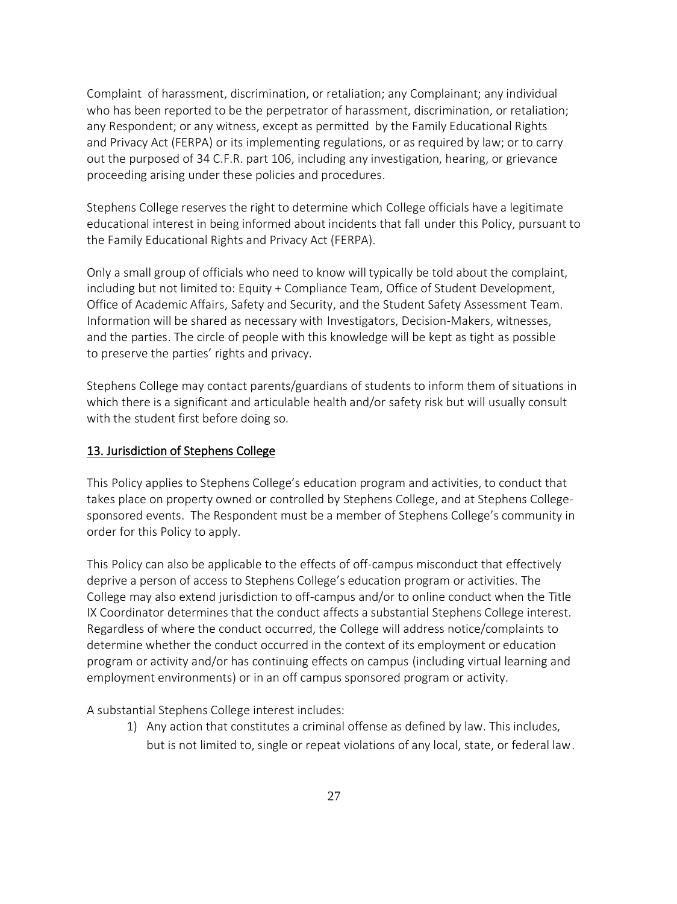Complaint of harassment, discrimination, or retaliation; any Complainant; any individual who has been reported to be the perpetrator of harassment, discrimination, or retaliation; any Respondent; or any witness, except as permitted by the Family Educational Rights and Privacy Act (FERPA) or its implementing regulations, or as required by law; or to carry out the purposed of 34 C.F.R. part 106, including any investigation, hearing, or grievance proceeding arising under these policies and procedures.

Stephens College reserves the right to determine which College officials have a legitimate educational interest in being informed about incidents that fall under this Policy, pursuant to the Family Educational Rights and Privacy Act (FERPA).

Only a small group of officials who need to know will typically be told about the complaint, including but not limited to: Equity + Compliance Team, Office of Student Development, Office of Academic Affairs, Safety and Security, and the Student Safety Assessment Team. Information will be shared as necessary with Investigators, Decision-Makers, witnesses, and the parties. The circle of people with this knowledge will be kept as tight as possible to preserve the parties' rights and privacy.

Stephens College may contact parents/guardians of students to inform them of situations in which there is a significant and articulable health and/or safety risk but will usually consult with the student first before doing so.

## 13. Jurisdiction of Stephens College

This Policy applies to Stephens College's education program and activities, to conduct that takes place on property owned or controlled by Stephens College, and at Stephens College-sponsored events. The Respondent must be a member of Stephens College's community in order for this Policy to apply.

This Policy can also be applicable to the effects of off-campus misconduct that effectively deprive a person of access to Stephens College's education program or activities. The College may also extend jurisdiction to off-campus and/or to online conduct when the Title IX Coordinator determines that the conduct affects a substantial Stephens College interest. Regardless of where the conduct occurred, the College will address notice/complaints to determine whether the conduct occurred in the context of its employment or education program or activity and/or has continuing effects on campus (including virtual learning and employment environments) or in an off campus sponsored program or activity.

A substantial Stephens College interest includes:

1) Any action that constitutes a criminal offense as defined by law. This includes, but is not limited to, single or repeat violations of any local, state, or federal law.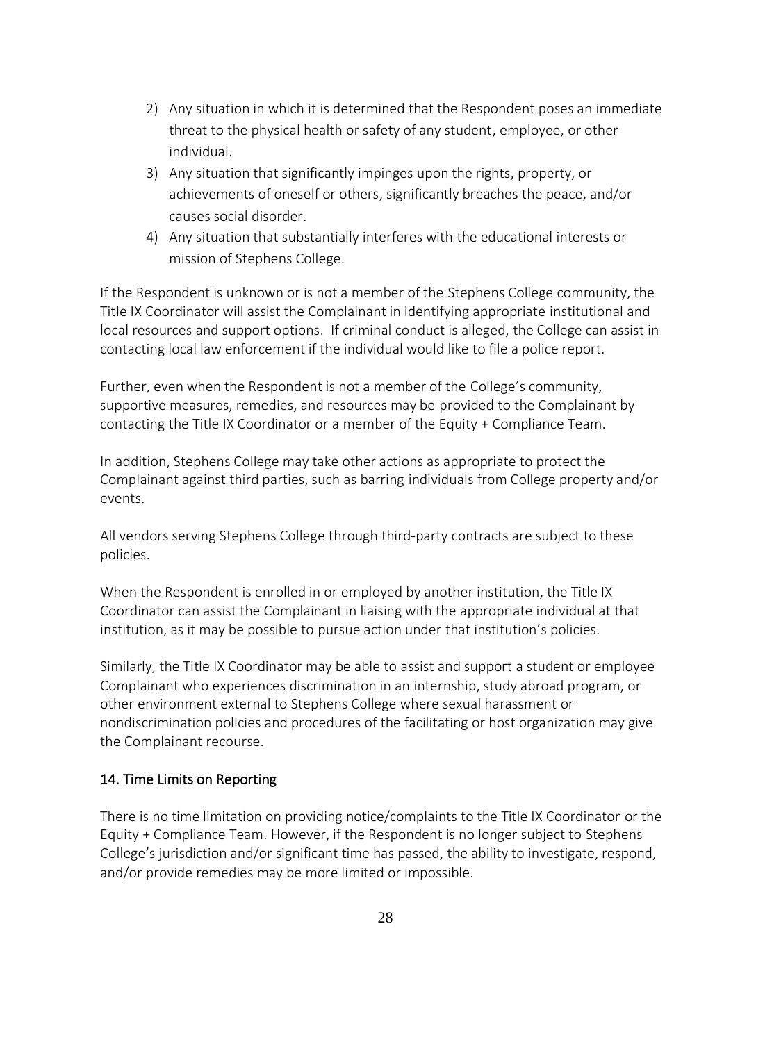2) Any situation in which it is determined that the Respondent poses an immediate threat to the physical health or safety of any student, employee, or other individual.
3) Any situation that significantly impinges upon the rights, property, or achievements of oneself or others, significantly breaches the peace, and/or causes social disorder.
4) Any situation that substantially interferes with the educational interests or mission of Stephens College.

If the Respondent is unknown or is not a member of the Stephens College community, the Title IX Coordinator will assist the Complainant in identifying appropriate institutional and local resources and support options. If criminal conduct is alleged, the College can assist in contacting local law enforcement if the individual would like to file a police report.

Further, even when the Respondent is not a member of the College's community, supportive measures, remedies, and resources may be provided to the Complainant by contacting the Title IX Coordinator or a member of the Equity + Compliance Team.

In addition, Stephens College may take other actions as appropriate to protect the Complainant against third parties, such as barring individuals from College property and/or events.

All vendors serving Stephens College through third-party contracts are subject to these policies.

When the Respondent is enrolled in or employed by another institution, the Title IX Coordinator can assist the Complainant in liaising with the appropriate individual at that institution, as it may be possible to pursue action under that institution's policies.

Similarly, the Title IX Coordinator may be able to assist and support a student or employee Complainant who experiences discrimination in an internship, study abroad program, or other environment external to Stephens College where sexual harassment or nondiscrimination policies and procedures of the facilitating or host organization may give the Complainant recourse.

## 14. Time Limits on Reporting

There is no time limitation on providing notice/complaints to the Title IX Coordinator or the Equity + Compliance Team. However, if the Respondent is no longer subject to Stephens College's jurisdiction and/or significant time has passed, the ability to investigate, respond, and/or provide remedies may be more limited or impossible.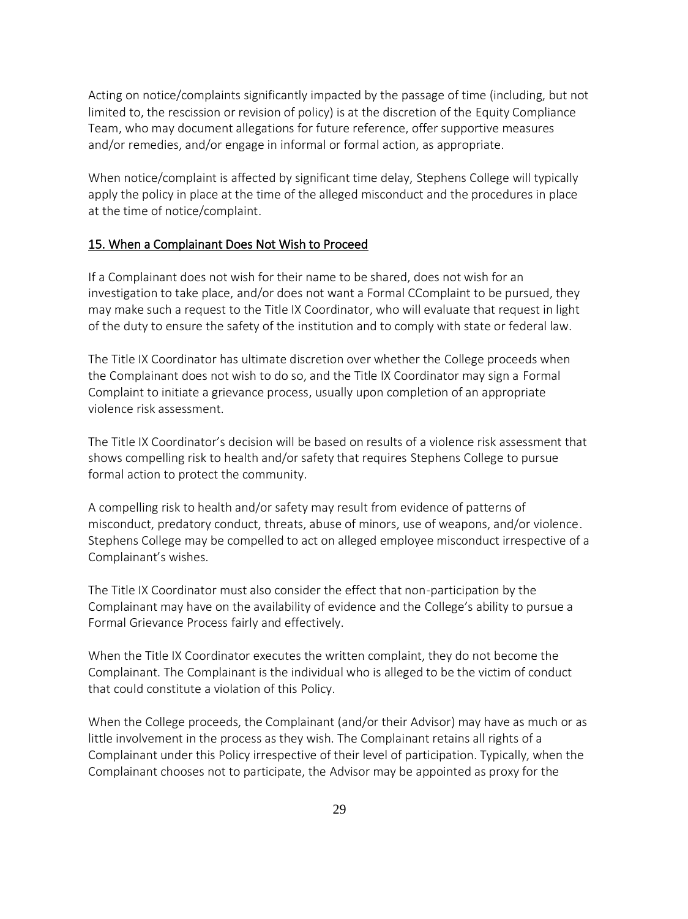Acting on notice/complaints significantly impacted by the passage of time (including, but not limited to, the rescission or revision of policy) is at the discretion of the Equity Compliance Team, who may document allegations for future reference, offer supportive measures and/or remedies, and/or engage in informal or formal action, as appropriate.

When notice/complaint is affected by significant time delay, Stephens College will typically apply the policy in place at the time of the alleged misconduct and the procedures in place at the time of notice/complaint.

## 15. When a Complainant Does Not Wish to Proceed

If a Complainant does not wish for their name to be shared, does not wish for an investigation to take place, and/or does not want a Formal CComplaint to be pursued, they may make such a request to the Title IX Coordinator, who will evaluate that request in light of the duty to ensure the safety of the institution and to comply with state or federal law.

The Title IX Coordinator has ultimate discretion over whether the College proceeds when the Complainant does not wish to do so, and the Title IX Coordinator may sign a Formal Complaint to initiate a grievance process, usually upon completion of an appropriate violence risk assessment.

The Title IX Coordinator's decision will be based on results of a violence risk assessment that shows compelling risk to health and/or safety that requires Stephens College to pursue formal action to protect the community.

A compelling risk to health and/or safety may result from evidence of patterns of misconduct, predatory conduct, threats, abuse of minors, use of weapons, and/or violence. Stephens College may be compelled to act on alleged employee misconduct irrespective of a Complainant's wishes.

The Title IX Coordinator must also consider the effect that non-participation by the Complainant may have on the availability of evidence and the College's ability to pursue a Formal Grievance Process fairly and effectively.

When the Title IX Coordinator executes the written complaint, they do not become the Complainant. The Complainant is the individual who is alleged to be the victim of conduct that could constitute a violation of this Policy.

When the College proceeds, the Complainant (and/or their Advisor) may have as much or as little involvement in the process as they wish. The Complainant retains all rights of a Complainant under this Policy irrespective of their level of participation. Typically, when the Complainant chooses not to participate, the Advisor may be appointed as proxy for the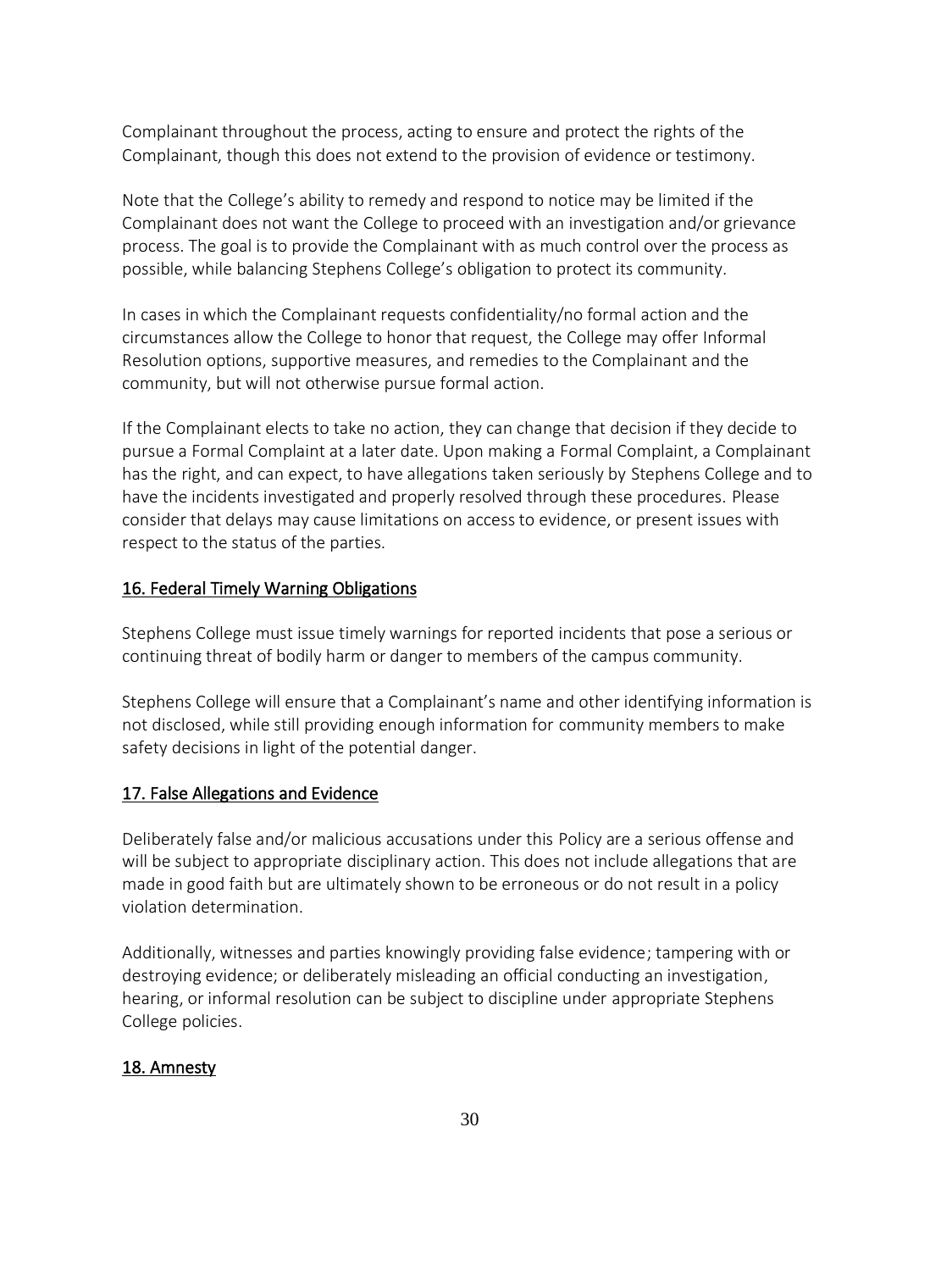Complainant throughout the process, acting to ensure and protect the rights of the Complainant, though this does not extend to the provision of evidence or testimony.

Note that the College's ability to remedy and respond to notice may be limited if the Complainant does not want the College to proceed with an investigation and/or grievance process. The goal is to provide the Complainant with as much control over the process as possible, while balancing Stephens College's obligation to protect its community.

In cases in which the Complainant requests confidentiality/no formal action and the circumstances allow the College to honor that request, the College may offer Informal Resolution options, supportive measures, and remedies to the Complainant and the community, but will not otherwise pursue formal action.

If the Complainant elects to take no action, they can change that decision if they decide to pursue a Formal Complaint at a later date. Upon making a Formal Complaint, a Complainant has the right, and can expect, to have allegations taken seriously by Stephens College and to have the incidents investigated and properly resolved through these procedures. Please consider that delays may cause limitations on access to evidence, or present issues with respect to the status of the parties.

## 16. Federal Timely Warning Obligations

Stephens College must issue timely warnings for reported incidents that pose a serious or continuing threat of bodily harm or danger to members of the campus community.

Stephens College will ensure that a Complainant's name and other identifying information is not disclosed, while still providing enough information for community members to make safety decisions in light of the potential danger.

## 17. False Allegations and Evidence

Deliberately false and/or malicious accusations under this Policy are a serious offense and will be subject to appropriate disciplinary action. This does not include allegations that are made in good faith but are ultimately shown to be erroneous or do not result in a policy violation determination.

Additionally, witnesses and parties knowingly providing false evidence; tampering with or destroying evidence; or deliberately misleading an official conducting an investigation, hearing, or informal resolution can be subject to discipline under appropriate Stephens College policies.

## 18. Amnesty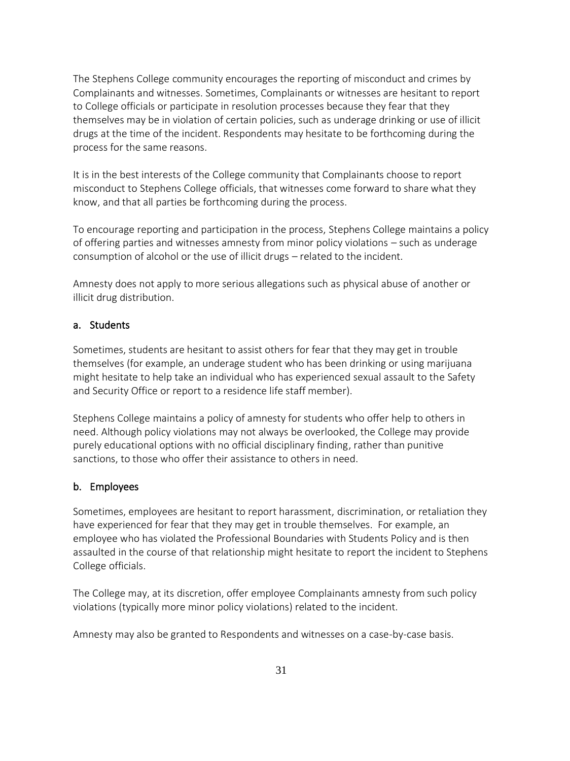The Stephens College community encourages the reporting of misconduct and crimes by Complainants and witnesses. Sometimes, Complainants or witnesses are hesitant to report to College officials or participate in resolution processes because they fear that they themselves may be in violation of certain policies, such as underage drinking or use of illicit drugs at the time of the incident. Respondents may hesitate to be forthcoming during the process for the same reasons.

It is in the best interests of the College community that Complainants choose to report misconduct to Stephens College officials, that witnesses come forward to share what they know, and that all parties be forthcoming during the process.

To encourage reporting and participation in the process, Stephens College maintains a policy of offering parties and witnesses amnesty from minor policy violations – such as underage consumption of alcohol or the use of illicit drugs – related to the incident.

Amnesty does not apply to more serious allegations such as physical abuse of another or illicit drug distribution.

### a. Students

Sometimes, students are hesitant to assist others for fear that they may get in trouble themselves (for example, an underage student who has been drinking or using marijuana might hesitate to help take an individual who has experienced sexual assault to the Safety and Security Office or report to a residence life staff member).

Stephens College maintains a policy of amnesty for students who offer help to others in need. Although policy violations may not always be overlooked, the College may provide purely educational options with no official disciplinary finding, rather than punitive sanctions, to those who offer their assistance to others in need.

### b. Employees

Sometimes, employees are hesitant to report harassment, discrimination, or retaliation they have experienced for fear that they may get in trouble themselves. For example, an employee who has violated the Professional Boundaries with Students Policy and is then assaulted in the course of that relationship might hesitate to report the incident to Stephens College officials.

The College may, at its discretion, offer employee Complainants amnesty from such policy violations (typically more minor policy violations) related to the incident.

Amnesty may also be granted to Respondents and witnesses on a case-by-case basis.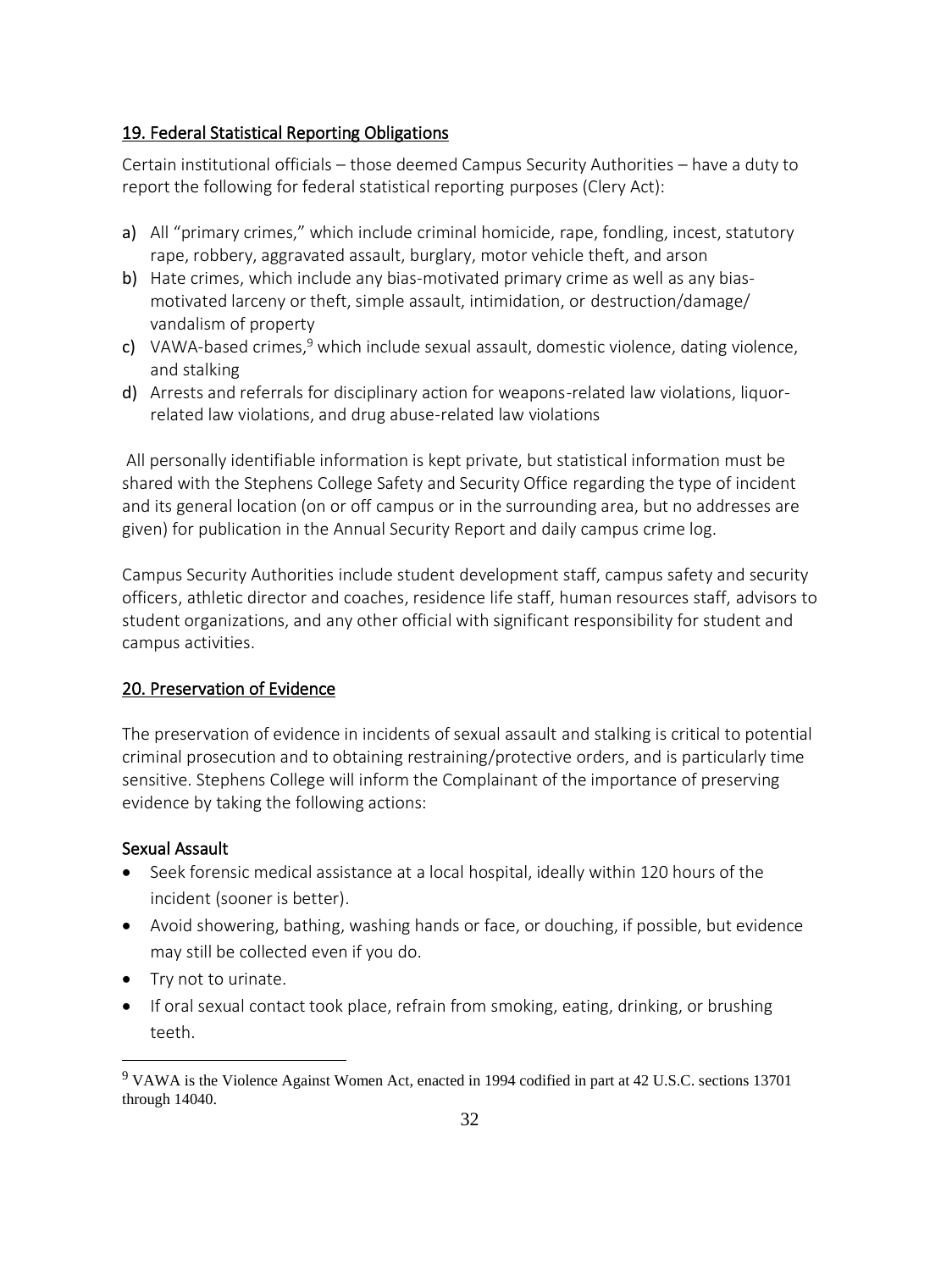## 19. Federal Statistical Reporting Obligations

Certain institutional officials – those deemed Campus Security Authorities – have a duty to report the following for federal statistical reporting purposes (Clery Act):

a) All "primary crimes," which include criminal homicide, rape, fondling, incest, statutory rape, robbery, aggravated assault, burglary, motor vehicle theft, and arson
b) Hate crimes, which include any bias-motivated primary crime as well as any bias-motivated larceny or theft, simple assault, intimidation, or destruction/damage/ vandalism of property
c) VAWA-based crimes,[9] which include sexual assault, domestic violence, dating violence, and stalking
d) Arrests and referrals for disciplinary action for weapons-related law violations, liquor-related law violations, and drug abuse-related law violations

All personally identifiable information is kept private, but statistical information must be shared with the Stephens College Safety and Security Office regarding the type of incident and its general location (on or off campus or in the surrounding area, but no addresses are given) for publication in the Annual Security Report and daily campus crime log.

Campus Security Authorities include student development staff, campus safety and security officers, athletic director and coaches, residence life staff, human resources staff, advisors to student organizations, and any other official with significant responsibility for student and campus activities.

## 20. Preservation of Evidence

The preservation of evidence in incidents of sexual assault and stalking is critical to potential criminal prosecution and to obtaining restraining/protective orders, and is particularly time sensitive. Stephens College will inform the Complainant of the importance of preserving evidence by taking the following actions:

### Sexual Assault

- Seek forensic medical assistance at a local hospital, ideally within 120 hours of the incident (sooner is better).
- Avoid showering, bathing, washing hands or face, or douching, if possible, but evidence may still be collected even if you do.
- Try not to urinate.
- If oral sexual contact took place, refrain from smoking, eating, drinking, or brushing teeth.

[9] VAWA is the Violence Against Women Act, enacted in 1994 codified in part at 42 U.S.C. sections 13701 through 14040.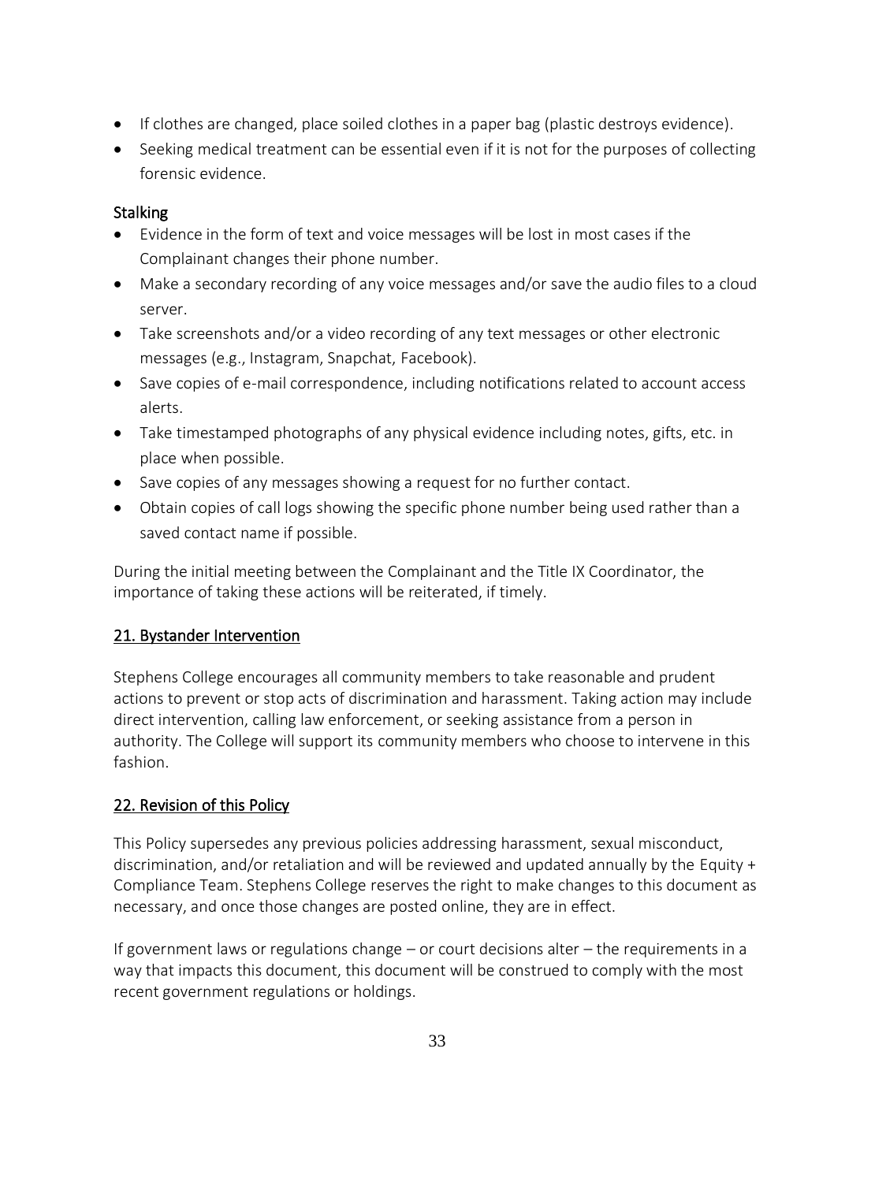- If clothes are changed, place soiled clothes in a paper bag (plastic destroys evidence).
- Seeking medical treatment can be essential even if it is not for the purposes of collecting forensic evidence.

### Stalking

- Evidence in the form of text and voice messages will be lost in most cases if the Complainant changes their phone number.
- Make a secondary recording of any voice messages and/or save the audio files to a cloud server.
- Take screenshots and/or a video recording of any text messages or other electronic messages (e.g., Instagram, Snapchat, Facebook).
- Save copies of e-mail correspondence, including notifications related to account access alerts.
- Take timestamped photographs of any physical evidence including notes, gifts, etc. in place when possible.
- Save copies of any messages showing a request for no further contact.
- Obtain copies of call logs showing the specific phone number being used rather than a saved contact name if possible.

During the initial meeting between the Complainant and the Title IX Coordinator, the importance of taking these actions will be reiterated, if timely.

## 21. Bystander Intervention

Stephens College encourages all community members to take reasonable and prudent actions to prevent or stop acts of discrimination and harassment. Taking action may include direct intervention, calling law enforcement, or seeking assistance from a person in authority. The College will support its community members who choose to intervene in this fashion.

## 22. Revision of this Policy

This Policy supersedes any previous policies addressing harassment, sexual misconduct, discrimination, and/or retaliation and will be reviewed and updated annually by the Equity + Compliance Team. Stephens College reserves the right to make changes to this document as necessary, and once those changes are posted online, they are in effect.

If government laws or regulations change – or court decisions alter – the requirements in a way that impacts this document, this document will be construed to comply with the most recent government regulations or holdings.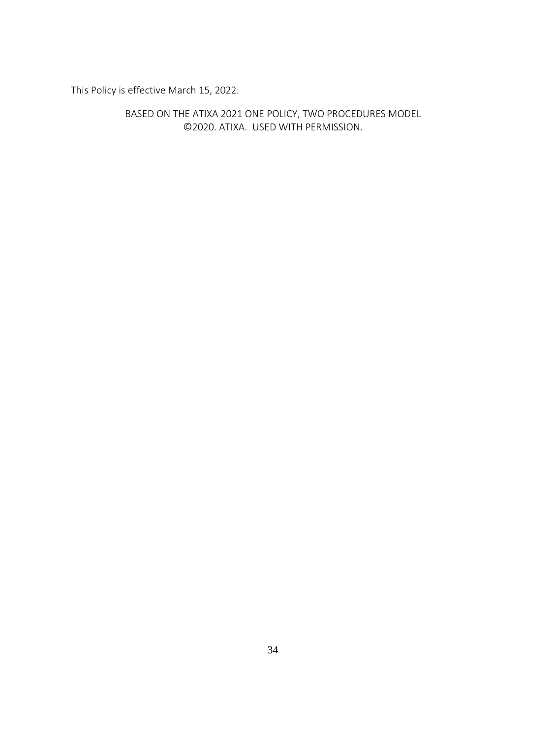This Policy is effective March 15, 2022.

BASED ON THE ATIXA 2021 ONE POLICY, TWO PROCEDURES MODEL
©2020. ATIXA. USED WITH PERMISSION.